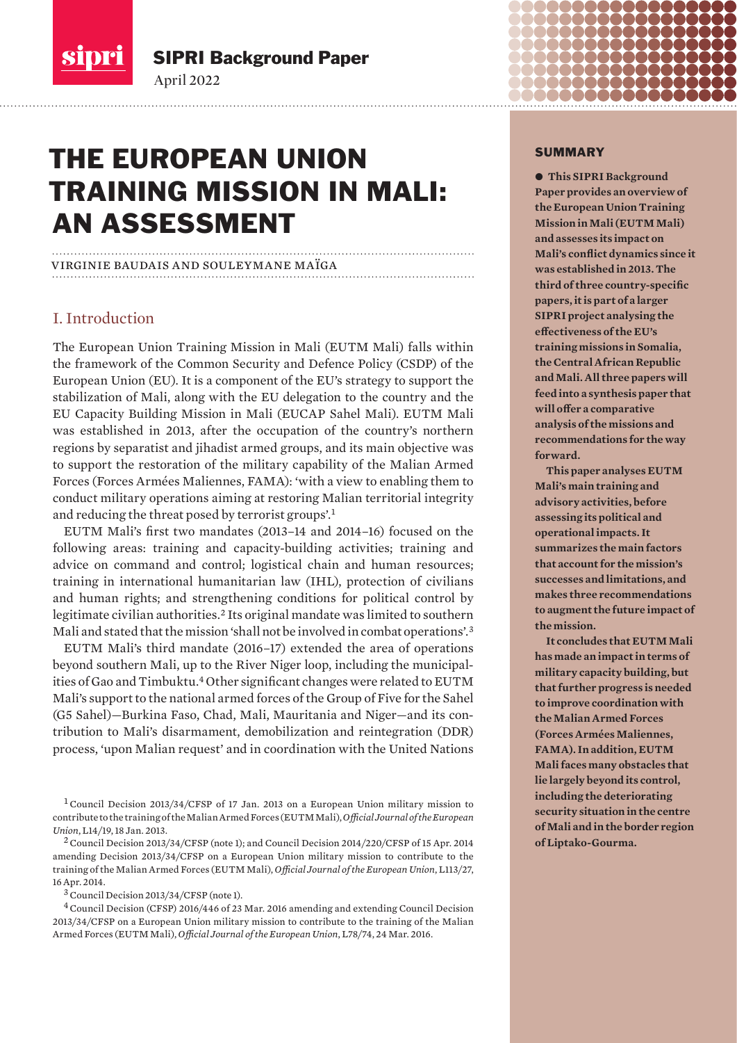SIPRI Background Paper

April 2022

# THE EUROPEAN UNION TRAINING MISSION IN MALI: AN ASSESSMENT

VIRGINIE BAUDAIS AND SOULEYMANE MAÏGA

## SUMMARY

**● This SIPRI Background Paper provides an overview of the European Union Training Mission in Mali (EUTM Mali) and assesses its impact on Mali's conflict dynamics since it was established in 2013. The third of three country-specific papers, it is part of a larger SIPRI project analysing the effectiveness of the EU's training missions in Somalia, the Central African Republic and Mali. All three papers will feed into a synthesis paper that will offer a comparative analysis of the missions and recommendations for the way forward.**

**This paper analyses EUTM Mali's main training and advisory activities, before assessing its political and operational impacts. It summarizes the main factors that account for the mission's successes and limitations, and makes three recommendations to augment the future impact of the mission.**

**It concludes that EUTM Mali has made an impact in terms of military capacity building, but that further progress is needed to improve coordination with the Malian Armed Forces (Forces Armées Maliennes, FAMA). In addition, EUTM Mali faces many obstacles that lie largely beyond its control, including the deteriorating security situation in the centre of Mali and in the border region of Liptako-Gourma.**

## I. Introduction

The European Union Training Mission in Mali (EUTM Mali) falls within the framework of the Common Security and Defence Policy (CSDP) of the European Union (EU). It is a component of the EU's strategy to support the stabilization of Mali, along with the EU delegation to the country and the EU Capacity Building Mission in Mali (EUCAP Sahel Mali). EUTM Mali was established in 2013, after the occupation of the country's northern regions by separatist and jihadist armed groups, and its main objective was to support the restoration of the military capability of the Malian Armed Forces (Forces Armées Maliennes, FAMA): 'with a view to enabling them to conduct military operations aiming at restoring Malian territorial integrity and reducing the threat posed by terrorist groups'.[1]

EUTM Mali's first two mandates (2013–14 and 2014–16) focused on the following areas: training and capacity-building activities; training and advice on command and control; logistical chain and human resources; training in international humanitarian law (IHL), protection of civilians and human rights; and strengthening conditions for political control by legitimate civilian authorities.[2] Its original mandate was limited to southern Mali and stated that the mission 'shall not be involved in combat operations'.[3]

EUTM Mali's third mandate (2016–17) extended the area of operations beyond southern Mali, up to the River Niger loop, including the municipalities of Gao and Timbuktu.[4] Other significant changes were related to EUTM Mali's support to the national armed forces of the Group of Five for the Sahel (G5 Sahel)—Burkina Faso, Chad, Mali, Mauritania and Niger—and its contribution to Mali's disarmament, demobilization and reintegration (DDR) process, 'upon Malian request' and in coordination with the United Nations

[1] Council Decision 2013/34/CFSP of 17 Jan. 2013 on a European Union military mission to contribute to the training of the Malian Armed Forces (EUTM Mali), *Official Journal of the European Union*, L14/19, 18 Jan. 2013.

[2] Council Decision 2013/34/CFSP (note 1); and Council Decision 2014/220/CFSP of 15 Apr. 2014 amending Decision 2013/34/CFSP on a European Union military mission to contribute to the training of the Malian Armed Forces (EUTM Mali), *Official Journal of the European Union*, L113/27, 16 Apr. 2014.

[3] Council Decision 2013/34/CFSP (note 1).

[4] Council Decision (CFSP) 2016/446 of 23 Mar. 2016 amending and extending Council Decision 2013/34/CFSP on a European Union military mission to contribute to the training of the Malian Armed Forces (EUTM Mali), *Official Journal of the European Union*, L78/74, 24 Mar. 2016.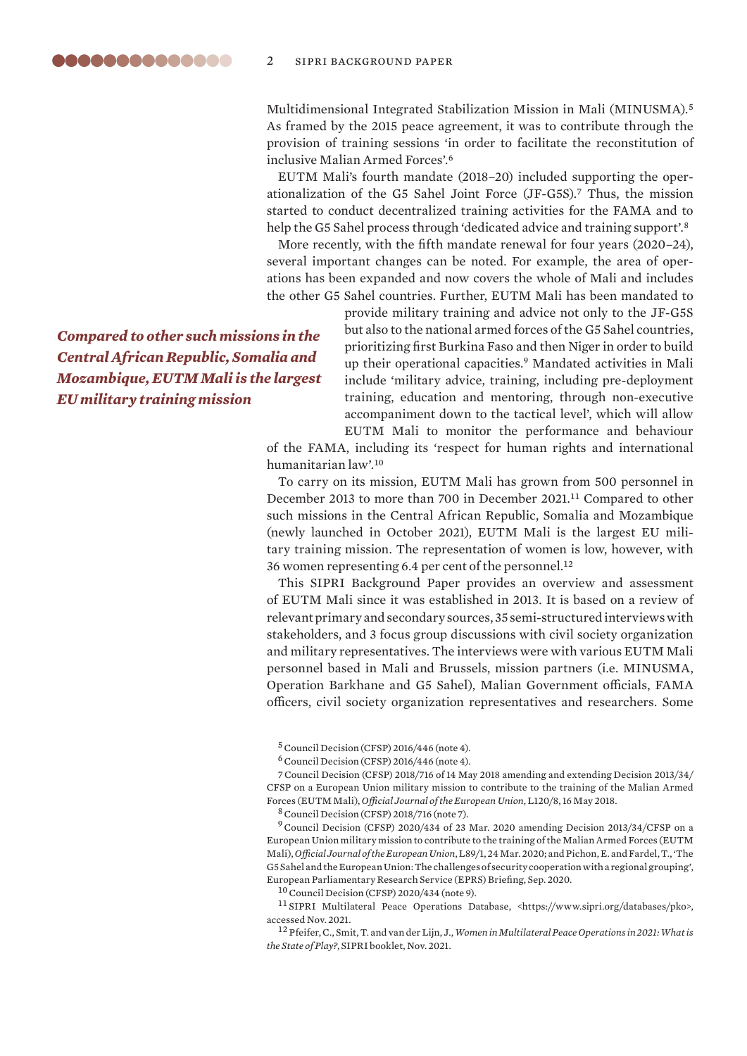Multidimensional Integrated Stabilization Mission in Mali (MINUSMA).[5] As framed by the 2015 peace agreement, it was to contribute through the provision of training sessions 'in order to facilitate the reconstitution of inclusive Malian Armed Forces'.[6]

EUTM Mali's fourth mandate (2018–20) included supporting the operationalization of the G5 Sahel Joint Force (JF-G5S).[7] Thus, the mission started to conduct decentralized training activities for the FAMA and to help the G5 Sahel process through 'dedicated advice and training support'.[8]

More recently, with the fifth mandate renewal for four years (2020–24), several important changes can be noted. For example, the area of operations has been expanded and now covers the whole of Mali and includes the other G5 Sahel countries. Further, EUTM Mali has been mandated to provide military training and advice not only to the JF-G5S but also to the national armed forces of the G5 Sahel countries, prioritizing first Burkina Faso and then Niger in order to build up their operational capacities.[9] Mandated activities in Mali include 'military advice, training, including pre-deployment training, education and mentoring, through non-executive accompaniment down to the tactical level', which will allow EUTM Mali to monitor the performance and behaviour of the FAMA, including its 'respect for human rights and international humanitarian law'.[10]

***Compared to other such missions in the Central African Republic, Somalia and Mozambique, EUTM Mali is the largest EU military training mission***

To carry on its mission, EUTM Mali has grown from 500 personnel in December 2013 to more than 700 in December 2021.[11] Compared to other such missions in the Central African Republic, Somalia and Mozambique (newly launched in October 2021), EUTM Mali is the largest EU military training mission. The representation of women is low, however, with 36 women representing 6.4 per cent of the personnel.[12]

This SIPRI Background Paper provides an overview and assessment of EUTM Mali since it was established in 2013. It is based on a review of relevant primary and secondary sources, 35 semi-structured interviews with stakeholders, and 3 focus group discussions with civil society organization and military representatives. The interviews were with various EUTM Mali personnel based in Mali and Brussels, mission partners (i.e. MINUSMA, Operation Barkhane and G5 Sahel), Malian Government officials, FAMA officers, civil society organization representatives and researchers. Some

---

[5] Council Decision (CFSP) 2016/446 (note 4).

[6] Council Decision (CFSP) 2016/446 (note 4).

[7] Council Decision (CFSP) 2018/716 of 14 May 2018 amending and extending Decision 2013/34/CFSP on a European Union military mission to contribute to the training of the Malian Armed Forces (EUTM Mali), *Official Journal of the European Union*, L120/8, 16 May 2018.

[8] Council Decision (CFSP) 2018/716 (note 7).

[9] Council Decision (CFSP) 2020/434 of 23 Mar. 2020 amending Decision 2013/34/CFSP on a European Union military mission to contribute to the training of the Malian Armed Forces (EUTM Mali), *Official Journal of the European Union*, L89/1, 24 Mar. 2020; and Pichon, E. and Fardel, T., 'The G5 Sahel and the European Union: The challenges of security cooperation with a regional grouping', European Parliamentary Research Service (EPRS) Briefing, Sep. 2020.

[10] Council Decision (CFSP) 2020/434 (note 9).

[11] SIPRI Multilateral Peace Operations Database, <https://www.sipri.org/databases/pko>, accessed Nov. 2021.

[12] Pfeifer, C., Smit, T. and van der Lijn, J., *Women in Multilateral Peace Operations in 2021: What is the State of Play?*, SIPRI booklet, Nov. 2021.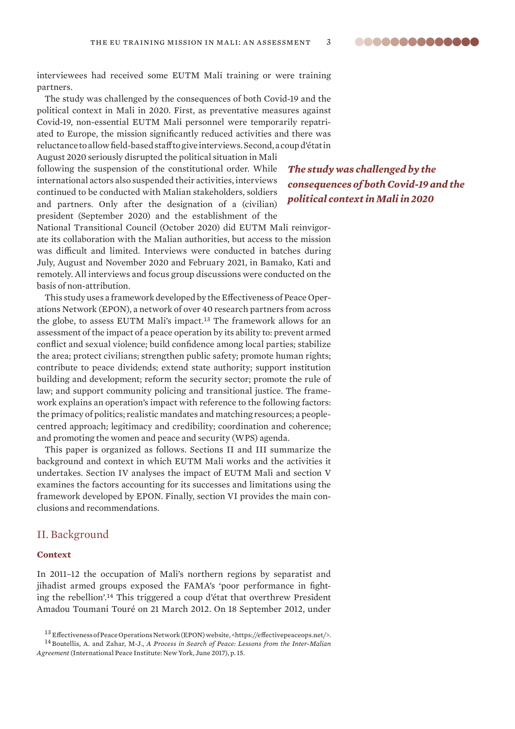interviewees had received some EUTM Mali training or were training partners.

The study was challenged by the consequences of both Covid-19 and the political context in Mali in 2020. First, as preventative measures against Covid-19, non-essential EUTM Mali personnel were temporarily repatriated to Europe, the mission significantly reduced activities and there was reluctance to allow field-based staff to give interviews. Second, a coup d'état in August 2020 seriously disrupted the political situation in Mali following the suspension of the constitutional order. While international actors also suspended their activities, interviews continued to be conducted with Malian stakeholders, soldiers and partners. Only after the designation of a (civilian) president (September 2020) and the establishment of the National Transitional Council (October 2020) did EUTM Mali reinvigorate its collaboration with the Malian authorities, but access to the mission was difficult and limited. Interviews were conducted in batches during July, August and November 2020 and February 2021, in Bamako, Kati and remotely. All interviews and focus group discussions were conducted on the basis of non-attribution.

*The study was challenged by the consequences of both Covid-19 and the political context in Mali in 2020*

This study uses a framework developed by the Effectiveness of Peace Operations Network (EPON), a network of over 40 research partners from across the globe, to assess EUTM Mali's impact.[13] The framework allows for an assessment of the impact of a peace operation by its ability to: prevent armed conflict and sexual violence; build confidence among local parties; stabilize the area; protect civilians; strengthen public safety; promote human rights; contribute to peace dividends; extend state authority; support institution building and development; reform the security sector; promote the rule of law; and support community policing and transitional justice. The framework explains an operation's impact with reference to the following factors: the primacy of politics; realistic mandates and matching resources; a people-centred approach; legitimacy and credibility; coordination and coherence; and promoting the women and peace and security (WPS) agenda.

This paper is organized as follows. Sections II and III summarize the background and context in which EUTM Mali works and the activities it undertakes. Section IV analyses the impact of EUTM Mali and section V examines the factors accounting for its successes and limitations using the framework developed by EPON. Finally, section VI provides the main conclusions and recommendations.

## II. Background

### Context

In 2011–12 the occupation of Mali's northern regions by separatist and jihadist armed groups exposed the FAMA's 'poor performance in fighting the rebellion'.[14] This triggered a coup d'état that overthrew President Amadou Toumani Touré on 21 March 2012. On 18 September 2012, under

[13] Effectiveness of Peace Operations Network (EPON) website, <https://effectivepeaceops.net/>.

[14] Boutellis, A. and Zahar, M-J., *A Process in Search of Peace: Lessons from the Inter-Malian Agreement* (International Peace Institute: New York, June 2017), p. 15.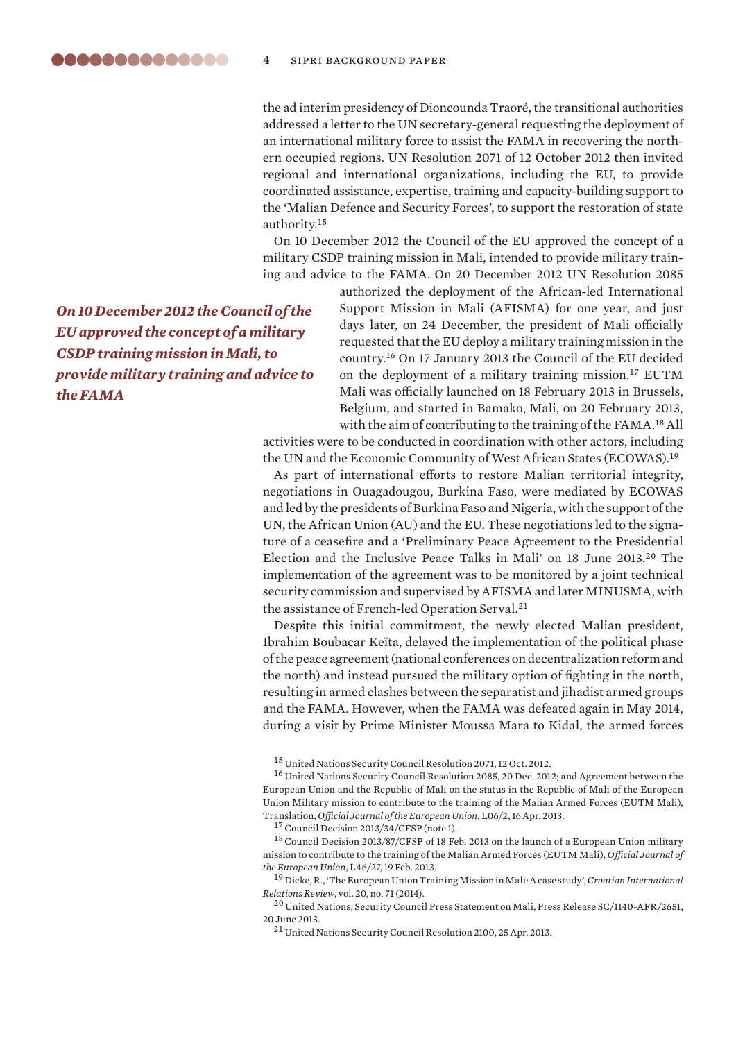the ad interim presidency of Dioncounda Traoré, the transitional authorities addressed a letter to the UN secretary-general requesting the deployment of an international military force to assist the FAMA in recovering the northern occupied regions. UN Resolution 2071 of 12 October 2012 then invited regional and international organizations, including the EU, to provide coordinated assistance, expertise, training and capacity-building support to the 'Malian Defence and Security Forces', to support the restoration of state authority.[15]

On 10 December 2012 the Council of the EU approved the concept of a military CSDP training mission in Mali, intended to provide military training and advice to the FAMA. On 20 December 2012 UN Resolution 2085 authorized the deployment of the African-led International Support Mission in Mali (AFISMA) for one year, and just days later, on 24 December, the president of Mali officially requested that the EU deploy a military training mission in the country.[16] On 17 January 2013 the Council of the EU decided on the deployment of a military training mission.[17] EUTM Mali was officially launched on 18 February 2013 in Brussels, Belgium, and started in Bamako, Mali, on 20 February 2013, with the aim of contributing to the training of the FAMA.[18] All activities were to be conducted in coordination with other actors, including the UN and the Economic Community of West African States (ECOWAS).[19]

*On 10 December 2012 the Council of the EU approved the concept of a military CSDP training mission in Mali, to provide military training and advice to the FAMA*

As part of international efforts to restore Malian territorial integrity, negotiations in Ouagadougou, Burkina Faso, were mediated by ECOWAS and led by the presidents of Burkina Faso and Nigeria, with the support of the UN, the African Union (AU) and the EU. These negotiations led to the signature of a ceasefire and a 'Preliminary Peace Agreement to the Presidential Election and the Inclusive Peace Talks in Mali' on 18 June 2013.[20] The implementation of the agreement was to be monitored by a joint technical security commission and supervised by AFISMA and later MINUSMA, with the assistance of French-led Operation Serval.[21]

Despite this initial commitment, the newly elected Malian president, Ibrahim Boubacar Keïta, delayed the implementation of the political phase of the peace agreement (national conferences on decentralization reform and the north) and instead pursued the military option of fighting in the north, resulting in armed clashes between the separatist and jihadist armed groups and the FAMA. However, when the FAMA was defeated again in May 2014, during a visit by Prime Minister Moussa Mara to Kidal, the armed forces

[15] United Nations Security Council Resolution 2071, 12 Oct. 2012.

[16] United Nations Security Council Resolution 2085, 20 Dec. 2012; and Agreement between the European Union and the Republic of Mali on the status in the Republic of Mali of the European Union Military mission to contribute to the training of the Malian Armed Forces (EUTM Mali), Translation, *Official Journal of the European Union*, L06/2, 16 Apr. 2013.

[17] Council Decision 2013/34/CFSP (note 1).

[18] Council Decision 2013/87/CFSP of 18 Feb. 2013 on the launch of a European Union military mission to contribute to the training of the Malian Armed Forces (EUTM Mali), *Official Journal of the European Union*, L46/27, 19 Feb. 2013.

[19] Dicke, R., 'The European Union Training Mission in Mali: A case study', *Croatian International Relations Review*, vol. 20, no. 71 (2014).

[20] United Nations, Security Council Press Statement on Mali, Press Release SC/1140-AFR/2651, 20 June 2013.

[21] United Nations Security Council Resolution 2100, 25 Apr. 2013.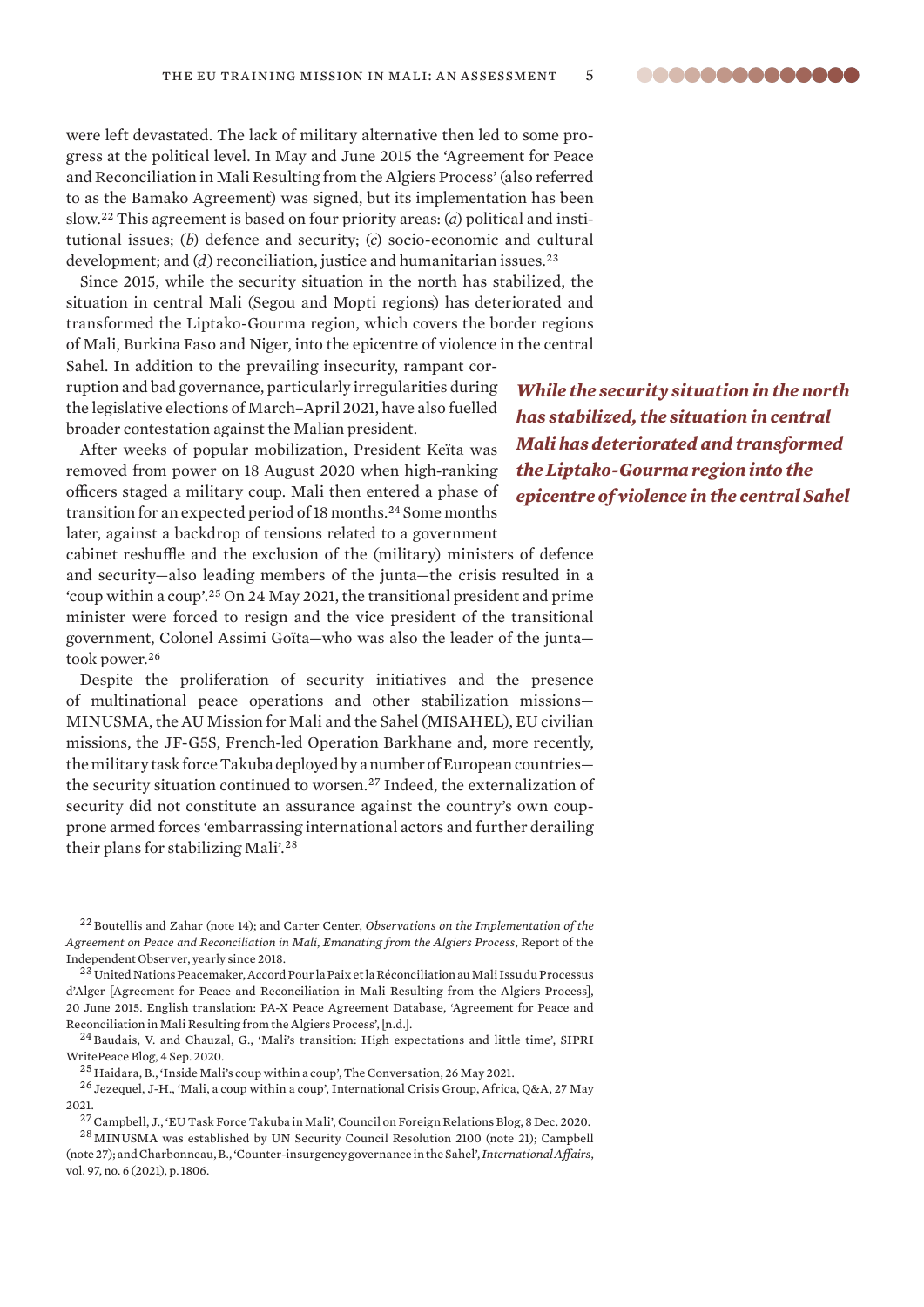were left devastated. The lack of military alternative then led to some progress at the political level. In May and June 2015 the 'Agreement for Peace and Reconciliation in Mali Resulting from the Algiers Process' (also referred to as the Bamako Agreement) was signed, but its implementation has been slow.[22] This agreement is based on four priority areas: (*a*) political and institutional issues; (*b*) defence and security; (*c*) socio-economic and cultural development; and (*d*) reconciliation, justice and humanitarian issues.[23]

Since 2015, while the security situation in the north has stabilized, the situation in central Mali (Segou and Mopti regions) has deteriorated and transformed the Liptako-Gourma region, which covers the border regions of Mali, Burkina Faso and Niger, into the epicentre of violence in the central Sahel. In addition to the prevailing insecurity, rampant corruption and bad governance, particularly irregularities during the legislative elections of March–April 2021, have also fuelled broader contestation against the Malian president.

***While the security situation in the north has stabilized, the situation in central Mali has deteriorated and transformed the Liptako-Gourma region into the epicentre of violence in the central Sahel***

After weeks of popular mobilization, President Keïta was removed from power on 18 August 2020 when high-ranking officers staged a military coup. Mali then entered a phase of transition for an expected period of 18 months.[24] Some months later, against a backdrop of tensions related to a government cabinet reshuffle and the exclusion of the (military) ministers of defence and security—also leading members of the junta—the crisis resulted in a 'coup within a coup'.[25] On 24 May 2021, the transitional president and prime minister were forced to resign and the vice president of the transitional government, Colonel Assimi Goïta—who was also the leader of the junta—took power.[26]

Despite the proliferation of security initiatives and the presence of multinational peace operations and other stabilization missions—MINUSMA, the AU Mission for Mali and the Sahel (MISAHEL), EU civilian missions, the JF-G5S, French-led Operation Barkhane and, more recently, the military task force Takuba deployed by a number of European countries—the security situation continued to worsen.[27] Indeed, the externalization of security did not constitute an assurance against the country's own coup-prone armed forces 'embarrassing international actors and further derailing their plans for stabilizing Mali'.[28]

---

[22] Boutellis and Zahar (note 14); and Carter Center, *Observations on the Implementation of the Agreement on Peace and Reconciliation in Mali, Emanating from the Algiers Process*, Report of the Independent Observer, yearly since 2018.

[23] United Nations Peacemaker, Accord Pour la Paix et la Réconciliation au Mali Issu du Processus d'Alger [Agreement for Peace and Reconciliation in Mali Resulting from the Algiers Process], 20 June 2015. English translation: PA-X Peace Agreement Database, 'Agreement for Peace and Reconciliation in Mali Resulting from the Algiers Process', [n.d.].

[24] Baudais, V. and Chauzal, G., 'Mali's transition: High expectations and little time', SIPRI WritePeace Blog, 4 Sep. 2020.

[25] Haidara, B., 'Inside Mali's coup within a coup', The Conversation, 26 May 2021.

[26] Jezequel, J-H., 'Mali, a coup within a coup', International Crisis Group, Africa, Q&A, 27 May 2021.

[27] Campbell, J., 'EU Task Force Takuba in Mali', Council on Foreign Relations Blog, 8 Dec. 2020.

[28] MINUSMA was established by UN Security Council Resolution 2100 (note 21); Campbell (note 27); and Charbonneau, B., 'Counter-insurgency governance in the Sahel', *International Affairs*, vol. 97, no. 6 (2021), p. 1806.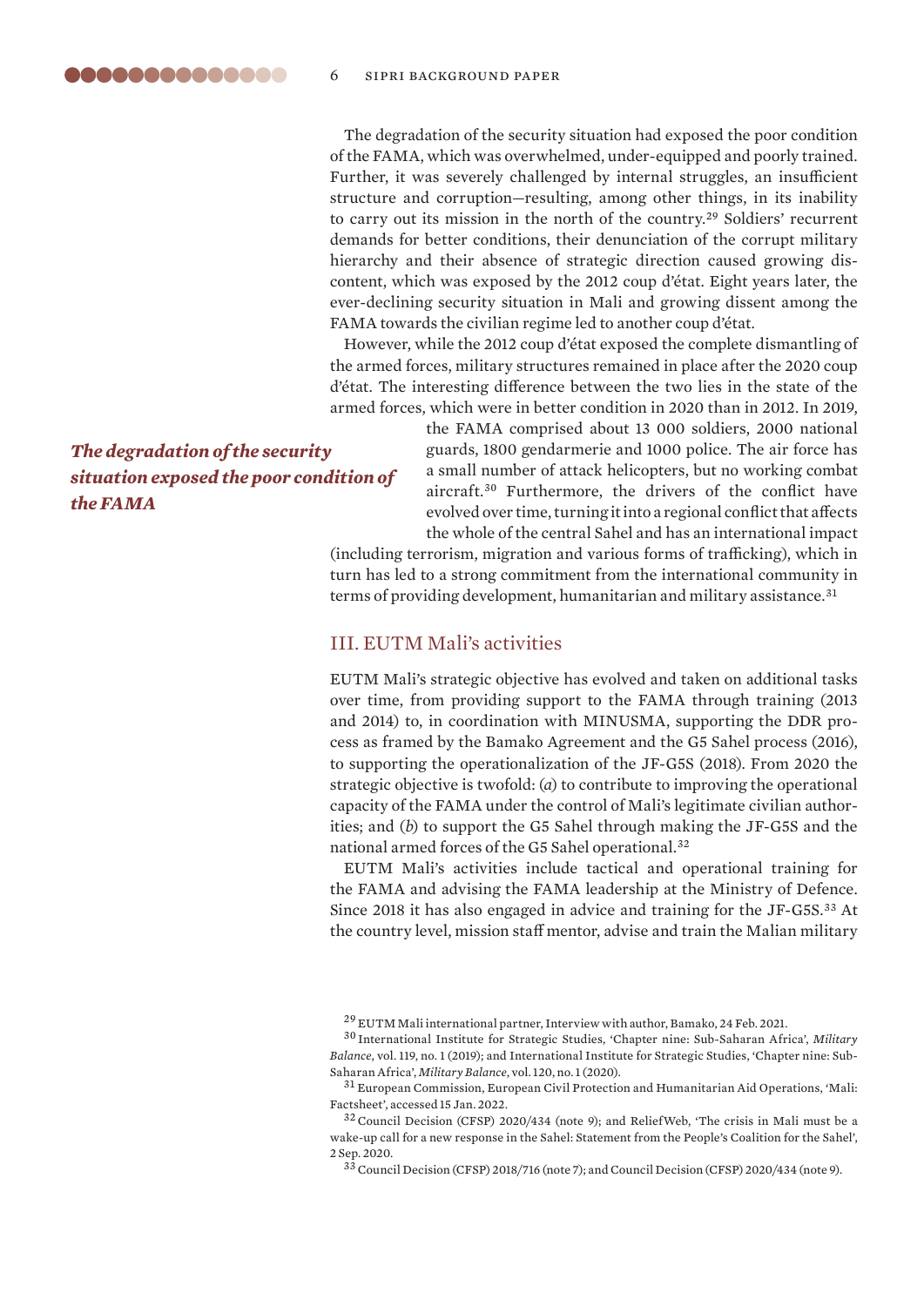The degradation of the security situation had exposed the poor condition of the FAMA, which was overwhelmed, under-equipped and poorly trained. Further, it was severely challenged by internal struggles, an insufficient structure and corruption—resulting, among other things, in its inability to carry out its mission in the north of the country.[29] Soldiers' recurrent demands for better conditions, their denunciation of the corrupt military hierarchy and their absence of strategic direction caused growing discontent, which was exposed by the 2012 coup d'état. Eight years later, the ever-declining security situation in Mali and growing dissent among the FAMA towards the civilian regime led to another coup d'état.

However, while the 2012 coup d'état exposed the complete dismantling of the armed forces, military structures remained in place after the 2020 coup d'état. The interesting difference between the two lies in the state of the armed forces, which were in better condition in 2020 than in 2012. In 2019, the FAMA comprised about 13 000 soldiers, 2000 national guards, 1800 gendarmerie and 1000 police. The air force has a small number of attack helicopters, but no working combat aircraft.[30] Furthermore, the drivers of the conflict have evolved over time, turning it into a regional conflict that affects the whole of the central Sahel and has an international impact (including terrorism, migration and various forms of trafficking), which in turn has led to a strong commitment from the international community in terms of providing development, humanitarian and military assistance.[31]

***The degradation of the security situation exposed the poor condition of the FAMA***

## III. EUTM Mali's activities

EUTM Mali's strategic objective has evolved and taken on additional tasks over time, from providing support to the FAMA through training (2013 and 2014) to, in coordination with MINUSMA, supporting the DDR process as framed by the Bamako Agreement and the G5 Sahel process (2016), to supporting the operationalization of the JF-G5S (2018). From 2020 the strategic objective is twofold: (*a*) to contribute to improving the operational capacity of the FAMA under the control of Mali's legitimate civilian authorities; and (*b*) to support the G5 Sahel through making the JF-G5S and the national armed forces of the G5 Sahel operational.[32]

EUTM Mali's activities include tactical and operational training for the FAMA and advising the FAMA leadership at the Ministry of Defence. Since 2018 it has also engaged in advice and training for the JF-G5S.[33] At the country level, mission staff mentor, advise and train the Malian military

[29] EUTM Mali international partner, Interview with author, Bamako, 24 Feb. 2021.

[30] International Institute for Strategic Studies, 'Chapter nine: Sub-Saharan Africa', *Military Balance*, vol. 119, no. 1 (2019); and International Institute for Strategic Studies, 'Chapter nine: Sub-Saharan Africa', *Military Balance*, vol. 120, no. 1 (2020).

[31] European Commission, European Civil Protection and Humanitarian Aid Operations, 'Mali: Factsheet', accessed 15 Jan. 2022.

[32] Council Decision (CFSP) 2020/434 (note 9); and ReliefWeb, 'The crisis in Mali must be a wake-up call for a new response in the Sahel: Statement from the People's Coalition for the Sahel', 2 Sep. 2020.

[33] Council Decision (CFSP) 2018/716 (note 7); and Council Decision (CFSP) 2020/434 (note 9).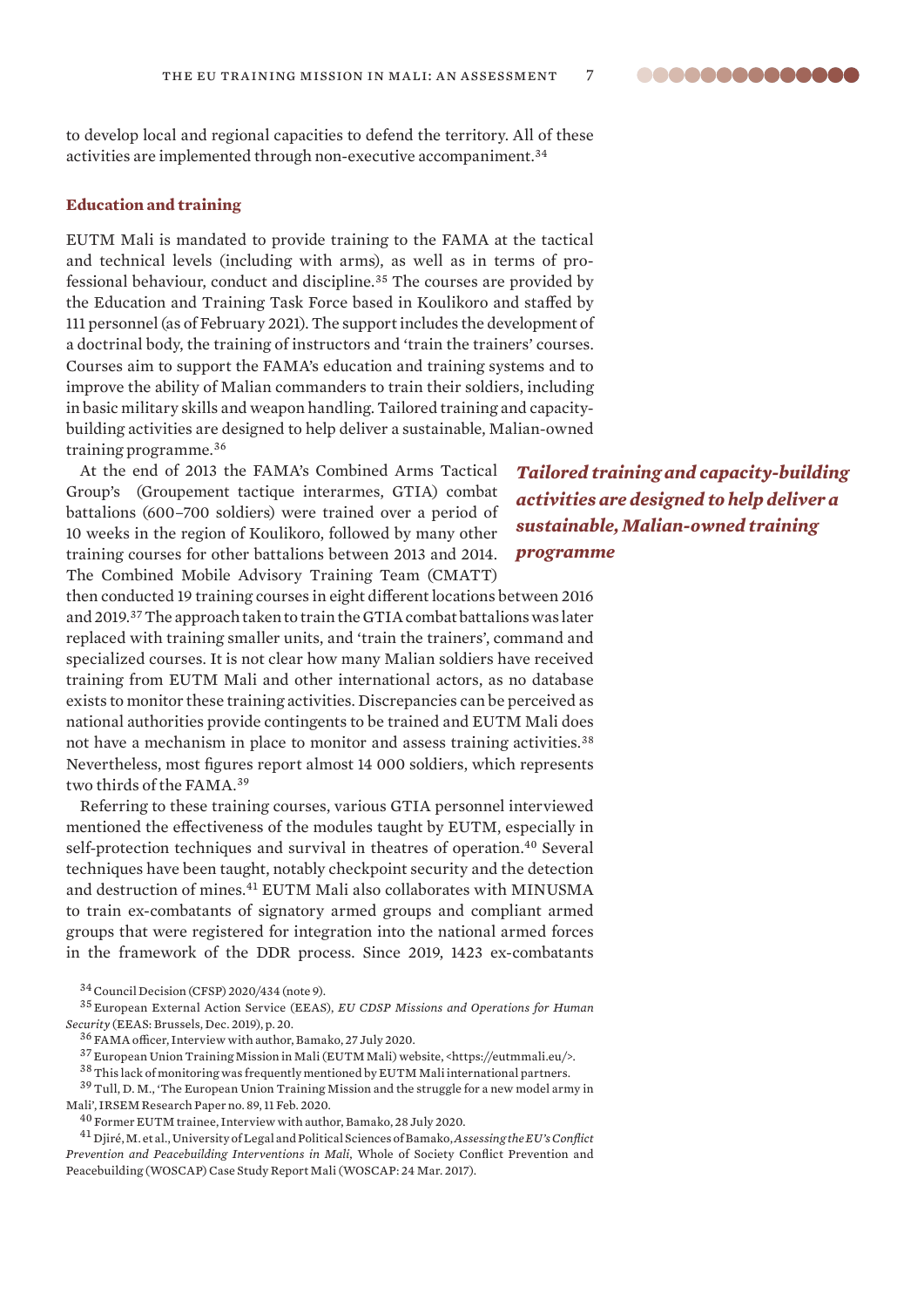to develop local and regional capacities to defend the territory. All of these activities are implemented through non-executive accompaniment.[34]

### Education and training

EUTM Mali is mandated to provide training to the FAMA at the tactical and technical levels (including with arms), as well as in terms of professional behaviour, conduct and discipline.[35] The courses are provided by the Education and Training Task Force based in Koulikoro and staffed by 111 personnel (as of February 2021). The support includes the development of a doctrinal body, the training of instructors and 'train the trainers' courses. Courses aim to support the FAMA's education and training systems and to improve the ability of Malian commanders to train their soldiers, including in basic military skills and weapon handling. Tailored training and capacity-building activities are designed to help deliver a sustainable, Malian-owned training programme.[36]

*Tailored training and capacity-building activities are designed to help deliver a sustainable, Malian-owned training programme*

At the end of 2013 the FAMA's Combined Arms Tactical Group's (Groupement tactique interarmes, GTIA) combat battalions (600–700 soldiers) were trained over a period of 10 weeks in the region of Koulikoro, followed by many other training courses for other battalions between 2013 and 2014. The Combined Mobile Advisory Training Team (CMATT) then conducted 19 training courses in eight different locations between 2016 and 2019.[37] The approach taken to train the GTIA combat battalions was later replaced with training smaller units, and 'train the trainers', command and specialized courses. It is not clear how many Malian soldiers have received training from EUTM Mali and other international actors, as no database exists to monitor these training activities. Discrepancies can be perceived as national authorities provide contingents to be trained and EUTM Mali does not have a mechanism in place to monitor and assess training activities.[38] Nevertheless, most figures report almost 14 000 soldiers, which represents two thirds of the FAMA.[39]

Referring to these training courses, various GTIA personnel interviewed mentioned the effectiveness of the modules taught by EUTM, especially in self-protection techniques and survival in theatres of operation.[40] Several techniques have been taught, notably checkpoint security and the detection and destruction of mines.[41] EUTM Mali also collaborates with MINUSMA to train ex-combatants of signatory armed groups and compliant armed groups that were registered for integration into the national armed forces in the framework of the DDR process. Since 2019, 1423 ex-combatants

[34] Council Decision (CFSP) 2020/434 (note 9).

[35] European External Action Service (EEAS), *EU CDSP Missions and Operations for Human Security* (EEAS: Brussels, Dec. 2019), p. 20.

[36] FAMA officer, Interview with author, Bamako, 27 July 2020.

[37] European Union Training Mission in Mali (EUTM Mali) website, <https://eutmmali.eu/>.

[38] This lack of monitoring was frequently mentioned by EUTM Mali international partners.

[39] Tull, D. M., 'The European Union Training Mission and the struggle for a new model army in Mali', IRSEM Research Paper no. 89, 11 Feb. 2020.

[40] Former EUTM trainee, Interview with author, Bamako, 28 July 2020.

[41] Djiré, M. et al., University of Legal and Political Sciences of Bamako, *Assessing the EU's Conflict Prevention and Peacebuilding Interventions in Mali*, Whole of Society Conflict Prevention and Peacebuilding (WOSCAP) Case Study Report Mali (WOSCAP: 24 Mar. 2017).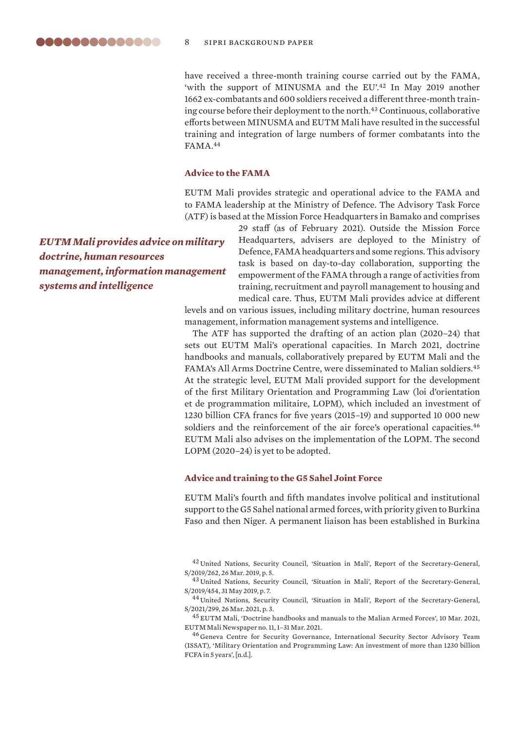have received a three-month training course carried out by the FAMA, 'with the support of MINUSMA and the EU'.[42] In May 2019 another 1662 ex-combatants and 600 soldiers received a different three-month training course before their deployment to the north.[43] Continuous, collaborative efforts between MINUSMA and EUTM Mali have resulted in the successful training and integration of large numbers of former combatants into the FAMA.[44]

### Advice to the FAMA

EUTM Mali provides strategic and operational advice to the FAMA and to FAMA leadership at the Ministry of Defence. The Advisory Task Force (ATF) is based at the Mission Force Headquarters in Bamako and comprises 29 staff (as of February 2021). Outside the Mission Force Headquarters, advisers are deployed to the Ministry of Defence, FAMA headquarters and some regions. This advisory task is based on day-to-day collaboration, supporting the empowerment of the FAMA through a range of activities from training, recruitment and payroll management to housing and medical care. Thus, EUTM Mali provides advice at different levels and on various issues, including military doctrine, human resources management, information management systems and intelligence.

***EUTM Mali provides advice on military doctrine, human resources management, information management systems and intelligence***

The ATF has supported the drafting of an action plan (2020–24) that sets out EUTM Mali's operational capacities. In March 2021, doctrine handbooks and manuals, collaboratively prepared by EUTM Mali and the FAMA's All Arms Doctrine Centre, were disseminated to Malian soldiers.[45] At the strategic level, EUTM Mali provided support for the development of the first Military Orientation and Programming Law (loi d'orientation et de programmation militaire, LOPM), which included an investment of 1230 billion CFA francs for five years (2015–19) and supported 10 000 new soldiers and the reinforcement of the air force's operational capacities.[46] EUTM Mali also advises on the implementation of the LOPM. The second LOPM (2020–24) is yet to be adopted.

### Advice and training to the G5 Sahel Joint Force

EUTM Mali's fourth and fifth mandates involve political and institutional support to the G5 Sahel national armed forces, with priority given to Burkina Faso and then Niger. A permanent liaison has been established in Burkina

[42] United Nations, Security Council, 'Situation in Mali', Report of the Secretary-General, S/2019/262, 26 Mar. 2019, p. 5.

[43] United Nations, Security Council, 'Situation in Mali', Report of the Secretary-General, S/2019/454, 31 May 2019, p. 7.

[44] United Nations, Security Council, 'Situation in Mali', Report of the Secretary-General, S/2021/299, 26 Mar. 2021, p. 3.

[45] EUTM Mali, 'Doctrine handbooks and manuals to the Malian Armed Forces', 10 Mar. 2021, EUTM Mali Newspaper no. 11, 1–31 Mar. 2021.

[46] Geneva Centre for Security Governance, International Security Sector Advisory Team (ISSAT), 'Military Orientation and Programming Law: An investment of more than 1230 billion FCFA in 5 years', [n.d.].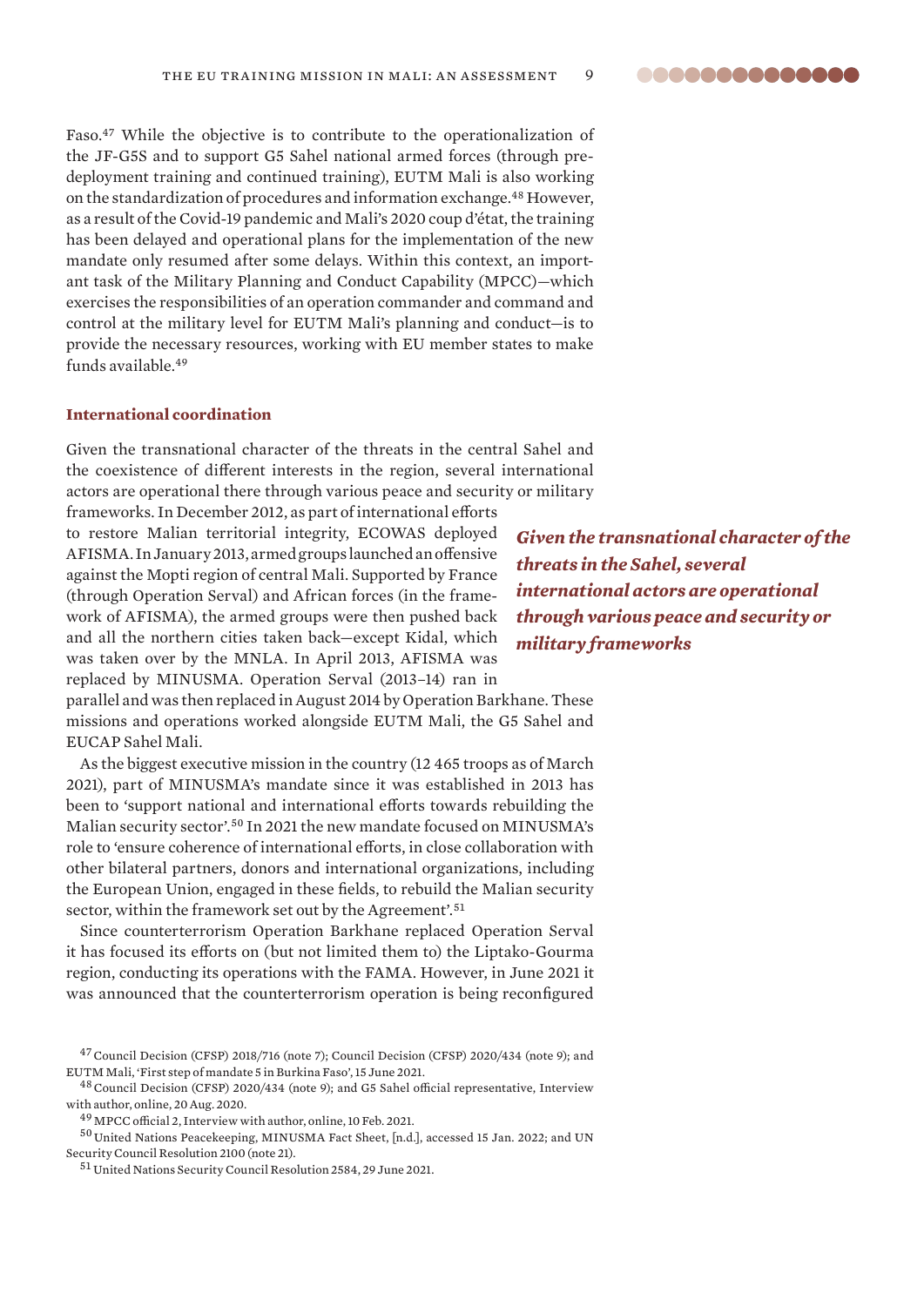Faso.[47] While the objective is to contribute to the operationalization of the JF-G5S and to support G5 Sahel national armed forces (through pre-deployment training and continued training), EUTM Mali is also working on the standardization of procedures and information exchange.[48] However, as a result of the Covid-19 pandemic and Mali's 2020 coup d'état, the training has been delayed and operational plans for the implementation of the new mandate only resumed after some delays. Within this context, an important task of the Military Planning and Conduct Capability (MPCC)—which exercises the responsibilities of an operation commander and command and control at the military level for EUTM Mali's planning and conduct—is to provide the necessary resources, working with EU member states to make funds available.[49]

### International coordination

Given the transnational character of the threats in the central Sahel and the coexistence of different interests in the region, several international actors are operational there through various peace and security or military frameworks. In December 2012, as part of international efforts to restore Malian territorial integrity, ECOWAS deployed AFISMA. In January 2013, armed groups launched an offensive against the Mopti region of central Mali. Supported by France (through Operation Serval) and African forces (in the framework of AFISMA), the armed groups were then pushed back and all the northern cities taken back—except Kidal, which was taken over by the MNLA. In April 2013, AFISMA was replaced by MINUSMA. Operation Serval (2013–14) ran in parallel and was then replaced in August 2014 by Operation Barkhane. These missions and operations worked alongside EUTM Mali, the G5 Sahel and EUCAP Sahel Mali.

*Given the transnational character of the threats in the Sahel, several international actors are operational through various peace and security or military frameworks*

As the biggest executive mission in the country (12 465 troops as of March 2021), part of MINUSMA's mandate since it was established in 2013 has been to 'support national and international efforts towards rebuilding the Malian security sector'.[50] In 2021 the new mandate focused on MINUSMA's role to 'ensure coherence of international efforts, in close collaboration with other bilateral partners, donors and international organizations, including the European Union, engaged in these fields, to rebuild the Malian security sector, within the framework set out by the Agreement'.[51]

Since counterterrorism Operation Barkhane replaced Operation Serval it has focused its efforts on (but not limited them to) the Liptako-Gourma region, conducting its operations with the FAMA. However, in June 2021 it was announced that the counterterrorism operation is being reconfigured

---

[47] Council Decision (CFSP) 2018/716 (note 7); Council Decision (CFSP) 2020/434 (note 9); and EUTM Mali, 'First step of mandate 5 in Burkina Faso', 15 June 2021.

[48] Council Decision (CFSP) 2020/434 (note 9); and G5 Sahel official representative, Interview with author, online, 20 Aug. 2020.

[49] MPCC official 2, Interview with author, online, 10 Feb. 2021.

[50] United Nations Peacekeeping, MINUSMA Fact Sheet, [n.d.], accessed 15 Jan. 2022; and UN Security Council Resolution 2100 (note 21).

[51] United Nations Security Council Resolution 2584, 29 June 2021.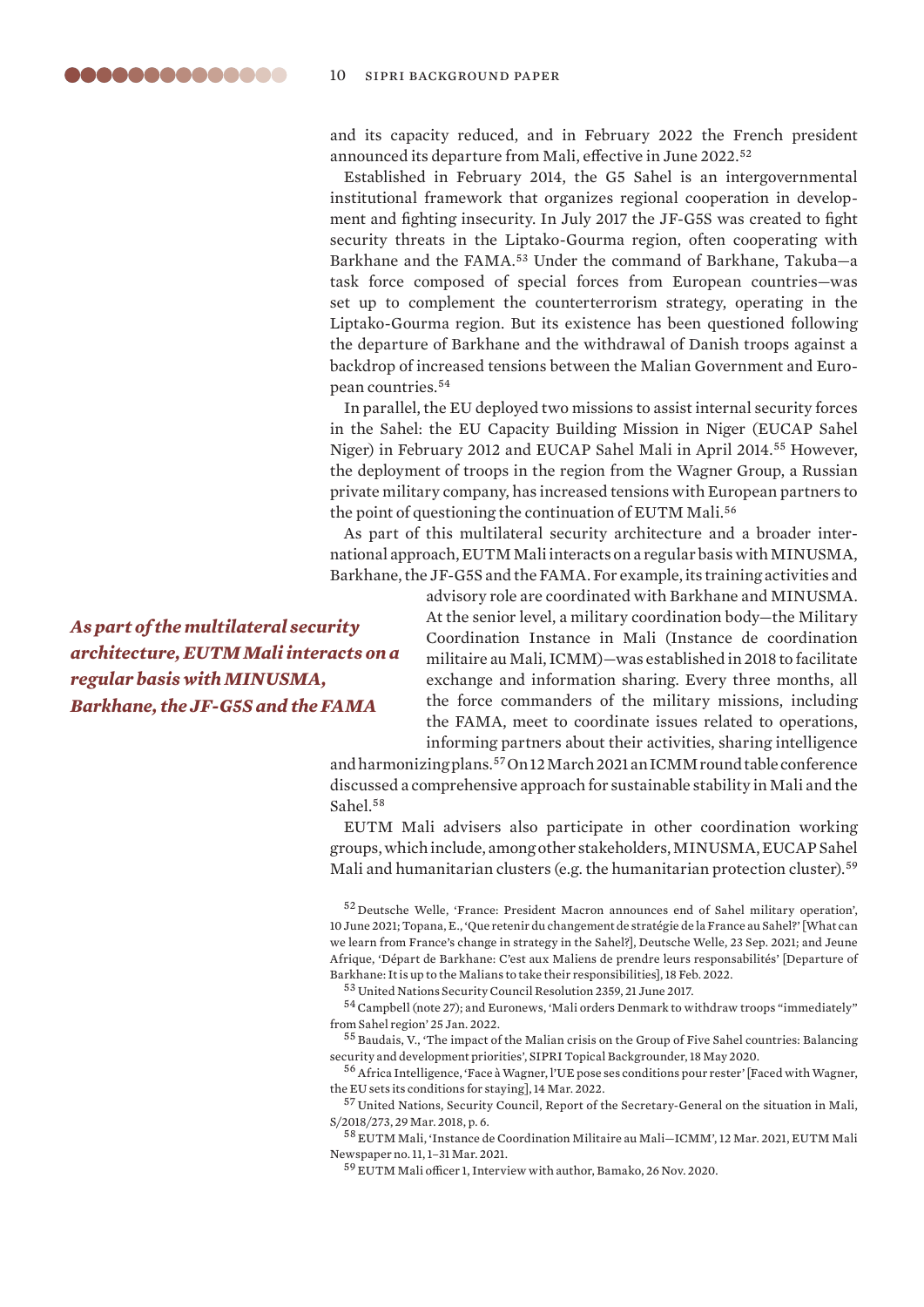and its capacity reduced, and in February 2022 the French president announced its departure from Mali, effective in June 2022.[52]

Established in February 2014, the G5 Sahel is an intergovernmental institutional framework that organizes regional cooperation in development and fighting insecurity. In July 2017 the JF-G5S was created to fight security threats in the Liptako-Gourma region, often cooperating with Barkhane and the FAMA.[53] Under the command of Barkhane, Takuba—a task force composed of special forces from European countries—was set up to complement the counterterrorism strategy, operating in the Liptako-Gourma region. But its existence has been questioned following the departure of Barkhane and the withdrawal of Danish troops against a backdrop of increased tensions between the Malian Government and European countries.[54]

In parallel, the EU deployed two missions to assist internal security forces in the Sahel: the EU Capacity Building Mission in Niger (EUCAP Sahel Niger) in February 2012 and EUCAP Sahel Mali in April 2014.[55] However, the deployment of troops in the region from the Wagner Group, a Russian private military company, has increased tensions with European partners to the point of questioning the continuation of EUTM Mali.[56]

As part of this multilateral security architecture and a broader international approach, EUTM Mali interacts on a regular basis with MINUSMA, Barkhane, the JF-G5S and the FAMA. For example, its training activities and advisory role are coordinated with Barkhane and MINUSMA. At the senior level, a military coordination body—the Military Coordination Instance in Mali (Instance de coordination militaire au Mali, ICMM)—was established in 2018 to facilitate exchange and information sharing. Every three months, all the force commanders of the military missions, including the FAMA, meet to coordinate issues related to operations, informing partners about their activities, sharing intelligence and harmonizing plans.[57] On 12 March 2021 an ICMM round table conference discussed a comprehensive approach for sustainable stability in Mali and the Sahel.[58]

***As part of the multilateral security architecture, EUTM Mali interacts on a regular basis with MINUSMA, Barkhane, the JF-G5S and the FAMA***

EUTM Mali advisers also participate in other coordination working groups, which include, among other stakeholders, MINUSMA, EUCAP Sahel Mali and humanitarian clusters (e.g. the humanitarian protection cluster).[59]

[52] Deutsche Welle, 'France: President Macron announces end of Sahel military operation', 10 June 2021; Topana, E., 'Que retenir du changement de stratégie de la France au Sahel?' [What can we learn from France's change in strategy in the Sahel?], Deutsche Welle, 23 Sep. 2021; and Jeune Afrique, 'Départ de Barkhane: C'est aux Maliens de prendre leurs responsabilités' [Departure of Barkhane: It is up to the Malians to take their responsibilities], 18 Feb. 2022.

[53] United Nations Security Council Resolution 2359, 21 June 2017.

[54] Campbell (note 27); and Euronews, 'Mali orders Denmark to withdraw troops "immediately" from Sahel region' 25 Jan. 2022.

[55] Baudais, V., 'The impact of the Malian crisis on the Group of Five Sahel countries: Balancing security and development priorities', SIPRI Topical Backgrounder, 18 May 2020.

[56] Africa Intelligence, 'Face à Wagner, l'UE pose ses conditions pour rester' [Faced with Wagner, the EU sets its conditions for staying], 14 Mar. 2022.

[57] United Nations, Security Council, Report of the Secretary-General on the situation in Mali, S/2018/273, 29 Mar. 2018, p. 6.

[58] EUTM Mali, 'Instance de Coordination Militaire au Mali—ICMM', 12 Mar. 2021, EUTM Mali Newspaper no. 11, 1–31 Mar. 2021.

[59] EUTM Mali officer 1, Interview with author, Bamako, 26 Nov. 2020.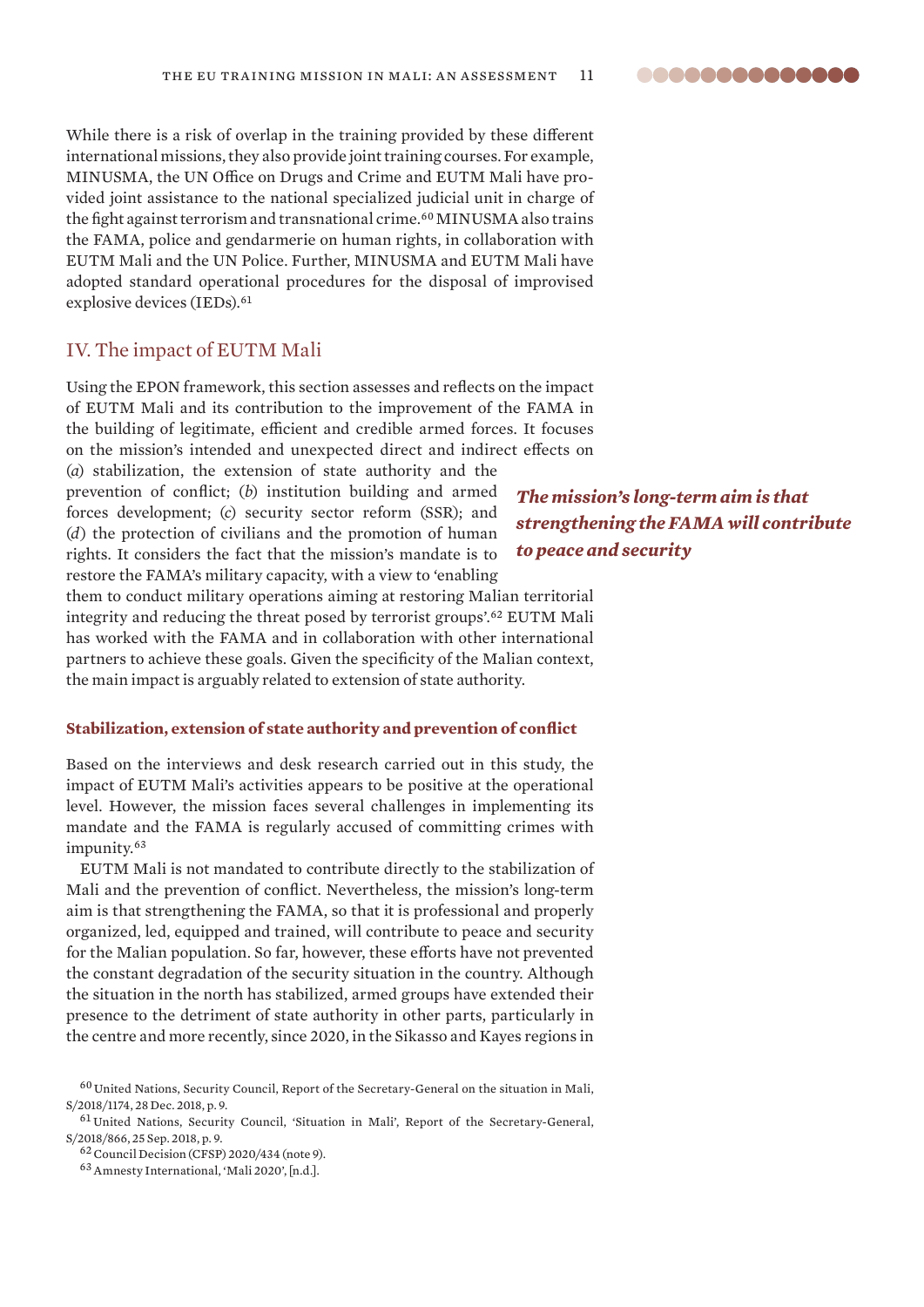While there is a risk of overlap in the training provided by these different international missions, they also provide joint training courses. For example, MINUSMA, the UN Office on Drugs and Crime and EUTM Mali have provided joint assistance to the national specialized judicial unit in charge of the fight against terrorism and transnational crime.[60] MINUSMA also trains the FAMA, police and gendarmerie on human rights, in collaboration with EUTM Mali and the UN Police. Further, MINUSMA and EUTM Mali have adopted standard operational procedures for the disposal of improvised explosive devices (IEDs).[61]

## IV. The impact of EUTM Mali

Using the EPON framework, this section assesses and reflects on the impact of EUTM Mali and its contribution to the improvement of the FAMA in the building of legitimate, efficient and credible armed forces. It focuses on the mission's intended and unexpected direct and indirect effects on (*a*) stabilization, the extension of state authority and the prevention of conflict; (*b*) institution building and armed forces development; (*c*) security sector reform (SSR); and (*d*) the protection of civilians and the promotion of human rights. It considers the fact that the mission's mandate is to restore the FAMA's military capacity, with a view to 'enabling them to conduct military operations aiming at restoring Malian territorial integrity and reducing the threat posed by terrorist groups'.[62] EUTM Mali has worked with the FAMA and in collaboration with other international partners to achieve these goals. Given the specificity of the Malian context, the main impact is arguably related to extension of state authority.

***The mission's long-term aim is that strengthening the FAMA will contribute to peace and security***

### Stabilization, extension of state authority and prevention of conflict

Based on the interviews and desk research carried out in this study, the impact of EUTM Mali's activities appears to be positive at the operational level. However, the mission faces several challenges in implementing its mandate and the FAMA is regularly accused of committing crimes with impunity.[63]

EUTM Mali is not mandated to contribute directly to the stabilization of Mali and the prevention of conflict. Nevertheless, the mission's long-term aim is that strengthening the FAMA, so that it is professional and properly organized, led, equipped and trained, will contribute to peace and security for the Malian population. So far, however, these efforts have not prevented the constant degradation of the security situation in the country. Although the situation in the north has stabilized, armed groups have extended their presence to the detriment of state authority in other parts, particularly in the centre and more recently, since 2020, in the Sikasso and Kayes regions in

[60] United Nations, Security Council, Report of the Secretary-General on the situation in Mali, S/2018/1174, 28 Dec. 2018, p. 9.

[61] United Nations, Security Council, 'Situation in Mali', Report of the Secretary-General, S/2018/866, 25 Sep. 2018, p. 9.

[62] Council Decision (CFSP) 2020/434 (note 9).

[63] Amnesty International, 'Mali 2020', [n.d.].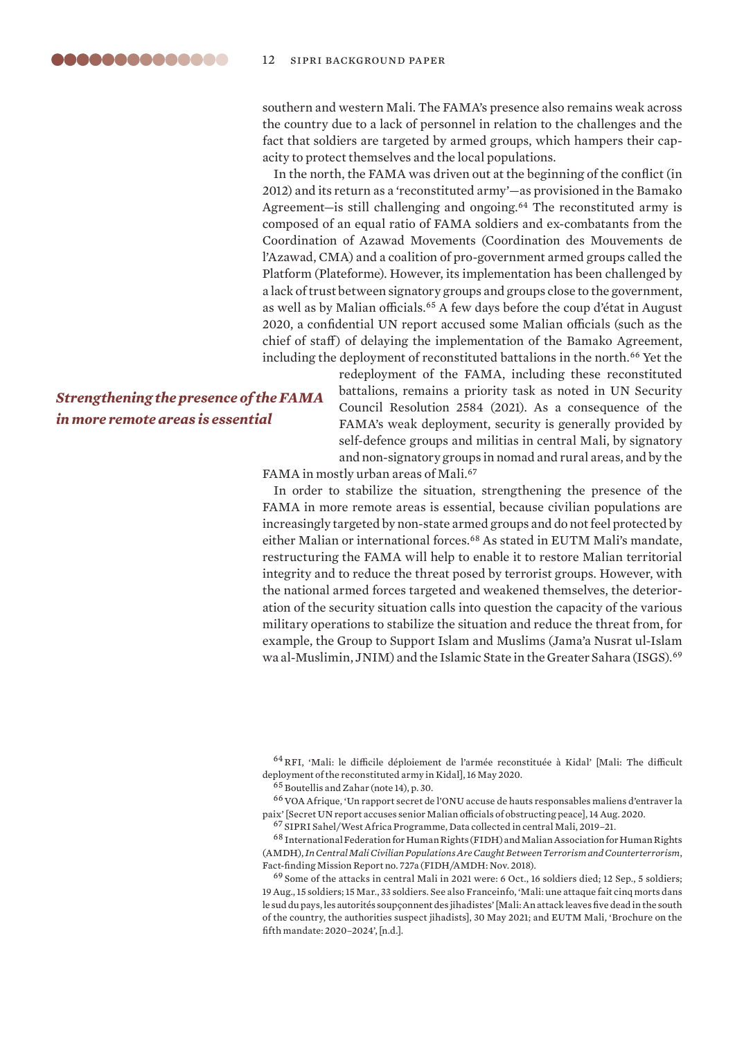southern and western Mali. The FAMA's presence also remains weak across the country due to a lack of personnel in relation to the challenges and the fact that soldiers are targeted by armed groups, which hampers their capacity to protect themselves and the local populations.

In the north, the FAMA was driven out at the beginning of the conflict (in 2012) and its return as a 'reconstituted army'—as provisioned in the Bamako Agreement—is still challenging and ongoing.[64] The reconstituted army is composed of an equal ratio of FAMA soldiers and ex-combatants from the Coordination of Azawad Movements (Coordination des Mouvements de l'Azawad, CMA) and a coalition of pro-government armed groups called the Platform (Plateforme). However, its implementation has been challenged by a lack of trust between signatory groups and groups close to the government, as well as by Malian officials.[65] A few days before the coup d'état in August 2020, a confidential UN report accused some Malian officials (such as the chief of staff) of delaying the implementation of the Bamako Agreement, including the deployment of reconstituted battalions in the north.[66] Yet the redeployment of the FAMA, including these reconstituted battalions, remains a priority task as noted in UN Security Council Resolution 2584 (2021). As a consequence of the FAMA's weak deployment, security is generally provided by self-defence groups and militias in central Mali, by signatory and non-signatory groups in nomad and rural areas, and by the FAMA in mostly urban areas of Mali.[67]

***Strengthening the presence of the FAMA in more remote areas is essential***

In order to stabilize the situation, strengthening the presence of the FAMA in more remote areas is essential, because civilian populations are increasingly targeted by non-state armed groups and do not feel protected by either Malian or international forces.[68] As stated in EUTM Mali's mandate, restructuring the FAMA will help to enable it to restore Malian territorial integrity and to reduce the threat posed by terrorist groups. However, with the national armed forces targeted and weakened themselves, the deterioration of the security situation calls into question the capacity of the various military operations to stabilize the situation and reduce the threat from, for example, the Group to Support Islam and Muslims (Jama'a Nusrat ul-Islam wa al-Muslimin, JNIM) and the Islamic State in the Greater Sahara (ISGS).[69]

[64] RFI, 'Mali: le difficile déploiement de l'armée reconstituée à Kidal' [Mali: The difficult deployment of the reconstituted army in Kidal], 16 May 2020.

[65] Boutellis and Zahar (note 14), p. 30.

[66] VOA Afrique, 'Un rapport secret de l'ONU accuse de hauts responsables maliens d'entraver la paix' [Secret UN report accuses senior Malian officials of obstructing peace], 14 Aug. 2020.

[67] SIPRI Sahel/West Africa Programme, Data collected in central Mali, 2019–21.

[68] International Federation for Human Rights (FIDH) and Malian Association for Human Rights (AMDH), *In Central Mali Civilian Populations Are Caught Between Terrorism and Counterterrorism*, Fact-finding Mission Report no. 727a (FIDH/AMDH: Nov. 2018).

[69] Some of the attacks in central Mali in 2021 were: 6 Oct., 16 soldiers died; 12 Sep., 5 soldiers; 19 Aug., 15 soldiers; 15 Mar., 33 soldiers. See also Franceinfo, 'Mali: une attaque fait cinq morts dans le sud du pays, les autorités soupçonnent des jihadistes' [Mali: An attack leaves five dead in the south of the country, the authorities suspect jihadists], 30 May 2021; and EUTM Mali, 'Brochure on the fifth mandate: 2020–2024', [n.d.].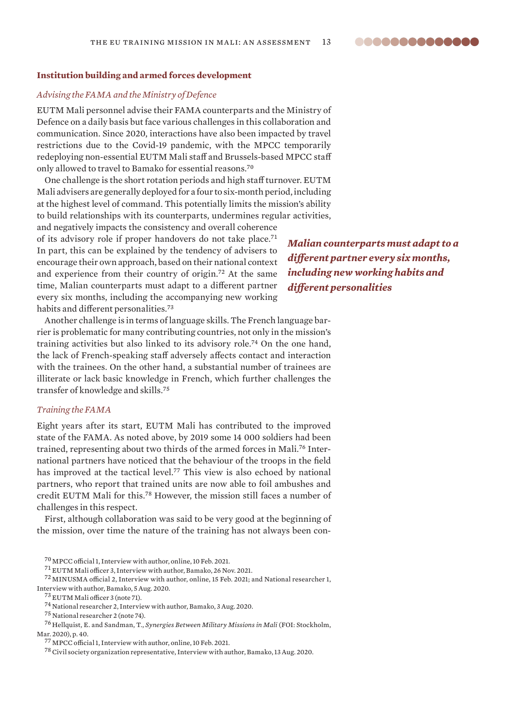### Institution building and armed forces development

#### *Advising the FAMA and the Ministry of Defence*

EUTM Mali personnel advise their FAMA counterparts and the Ministry of Defence on a daily basis but face various challenges in this collaboration and communication. Since 2020, interactions have also been impacted by travel restrictions due to the Covid-19 pandemic, with the MPCC temporarily redeploying non-essential EUTM Mali staff and Brussels-based MPCC staff only allowed to travel to Bamako for essential reasons.[70]

One challenge is the short rotation periods and high staff turnover. EUTM Mali advisers are generally deployed for a four to six-month period, including at the highest level of command. This potentially limits the mission's ability to build relationships with its counterparts, undermines regular activities, and negatively impacts the consistency and overall coherence of its advisory role if proper handovers do not take place.[71] In part, this can be explained by the tendency of advisers to encourage their own approach, based on their national context and experience from their country of origin.[72] At the same time, Malian counterparts must adapt to a different partner every six months, including the accompanying new working habits and different personalities.[73]

***Malian counterparts must adapt to a different partner every six months, including new working habits and different personalities***

Another challenge is in terms of language skills. The French language barrier is problematic for many contributing countries, not only in the mission's training activities but also linked to its advisory role.[74] On the one hand, the lack of French-speaking staff adversely affects contact and interaction with the trainees. On the other hand, a substantial number of trainees are illiterate or lack basic knowledge in French, which further challenges the transfer of knowledge and skills.[75]

#### *Training the FAMA*

Eight years after its start, EUTM Mali has contributed to the improved state of the FAMA. As noted above, by 2019 some 14 000 soldiers had been trained, representing about two thirds of the armed forces in Mali.[76] International partners have noticed that the behaviour of the troops in the field has improved at the tactical level.[77] This view is also echoed by national partners, who report that trained units are now able to foil ambushes and credit EUTM Mali for this.[78] However, the mission still faces a number of challenges in this respect.

First, although collaboration was said to be very good at the beginning of the mission, over time the nature of the training has not always been con-

[70] MPCC official 1, Interview with author, online, 10 Feb. 2021.

[71] EUTM Mali officer 3, Interview with author, Bamako, 26 Nov. 2021.

[72] MINUSMA official 2, Interview with author, online, 15 Feb. 2021; and National researcher 1, Interview with author, Bamako, 5 Aug. 2020.

[73] EUTM Mali officer 3 (note 71).

[74] National researcher 2, Interview with author, Bamako, 3 Aug. 2020.

[75] National researcher 2 (note 74).

[76] Hellquist, E. and Sandman, T., *Synergies Between Military Missions in Mali* (FOI: Stockholm, Mar. 2020), p. 40.

[77] MPCC official 1, Interview with author, online, 10 Feb. 2021.

[78] Civil society organization representative, Interview with author, Bamako, 13 Aug. 2020.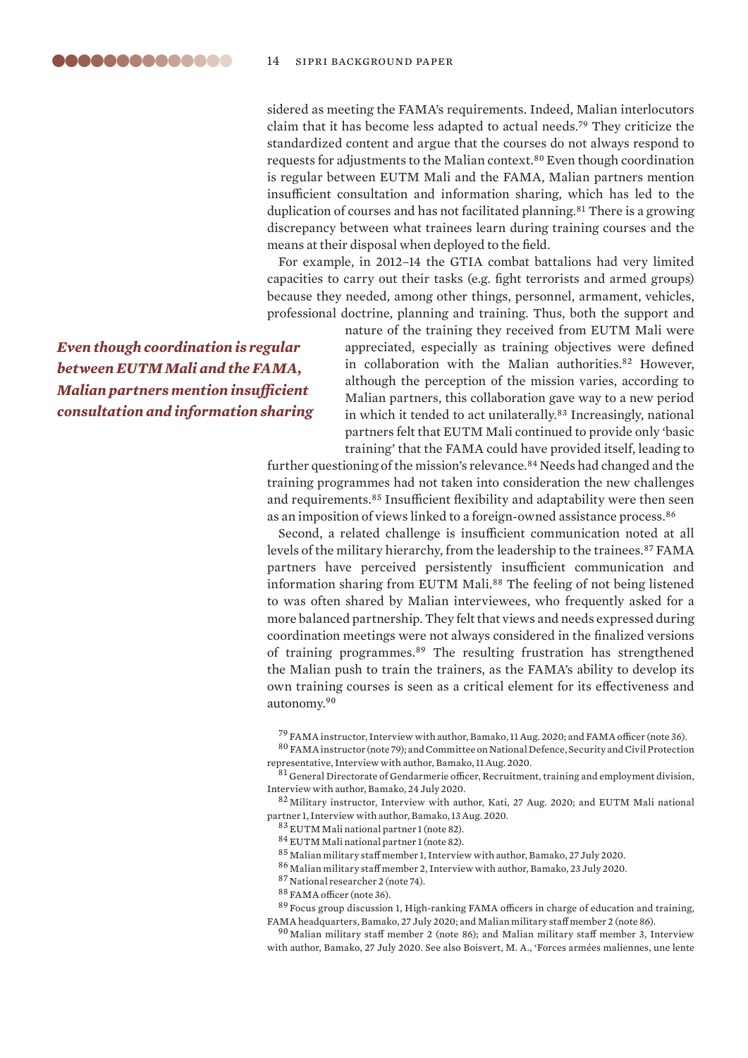sidered as meeting the FAMA's requirements. Indeed, Malian interlocutors claim that it has become less adapted to actual needs.[79] They criticize the standardized content and argue that the courses do not always respond to requests for adjustments to the Malian context.[80] Even though coordination is regular between EUTM Mali and the FAMA, Malian partners mention insufficient consultation and information sharing, which has led to the duplication of courses and has not facilitated planning.[81] There is a growing discrepancy between what trainees learn during training courses and the means at their disposal when deployed to the field.

*Even though coordination is regular between EUTM Mali and the FAMA, Malian partners mention insufficient consultation and information sharing*

For example, in 2012–14 the GTIA combat battalions had very limited capacities to carry out their tasks (e.g. fight terrorists and armed groups) because they needed, among other things, personnel, armament, vehicles, professional doctrine, planning and training. Thus, both the support and nature of the training they received from EUTM Mali were appreciated, especially as training objectives were defined in collaboration with the Malian authorities.[82] However, although the perception of the mission varies, according to Malian partners, this collaboration gave way to a new period in which it tended to act unilaterally.[83] Increasingly, national partners felt that EUTM Mali continued to provide only 'basic training' that the FAMA could have provided itself, leading to further questioning of the mission's relevance.[84] Needs had changed and the training programmes had not taken into consideration the new challenges and requirements.[85] Insufficient flexibility and adaptability were then seen as an imposition of views linked to a foreign-owned assistance process.[86]

Second, a related challenge is insufficient communication noted at all levels of the military hierarchy, from the leadership to the trainees.[87] FAMA partners have perceived persistently insufficient communication and information sharing from EUTM Mali.[88] The feeling of not being listened to was often shared by Malian interviewees, who frequently asked for a more balanced partnership. They felt that views and needs expressed during coordination meetings were not always considered in the finalized versions of training programmes.[89] The resulting frustration has strengthened the Malian push to train the trainers, as the FAMA's ability to develop its own training courses is seen as a critical element for its effectiveness and autonomy.[90]

[79] FAMA instructor, Interview with author, Bamako, 11 Aug. 2020; and FAMA officer (note 36).

[80] FAMA instructor (note 79); and Committee on National Defence, Security and Civil Protection representative, Interview with author, Bamako, 11 Aug. 2020.

[81] General Directorate of Gendarmerie officer, Recruitment, training and employment division, Interview with author, Bamako, 24 July 2020.

[82] Military instructor, Interview with author, Kati, 27 Aug. 2020; and EUTM Mali national partner 1, Interview with author, Bamako, 13 Aug. 2020.

[83] EUTM Mali national partner 1 (note 82).

[84] EUTM Mali national partner 1 (note 82).

[85] Malian military staff member 1, Interview with author, Bamako, 27 July 2020.

[86] Malian military staff member 2, Interview with author, Bamako, 23 July 2020.

[87] National researcher 2 (note 74).

[88] FAMA officer (note 36).

[89] Focus group discussion 1, High-ranking FAMA officers in charge of education and training, FAMA headquarters, Bamako, 27 July 2020; and Malian military staff member 2 (note 86).

[90] Malian military staff member 2 (note 86); and Malian military staff member 3, Interview with author, Bamako, 27 July 2020. See also Boisvert, M. A., 'Forces armées maliennes, une lente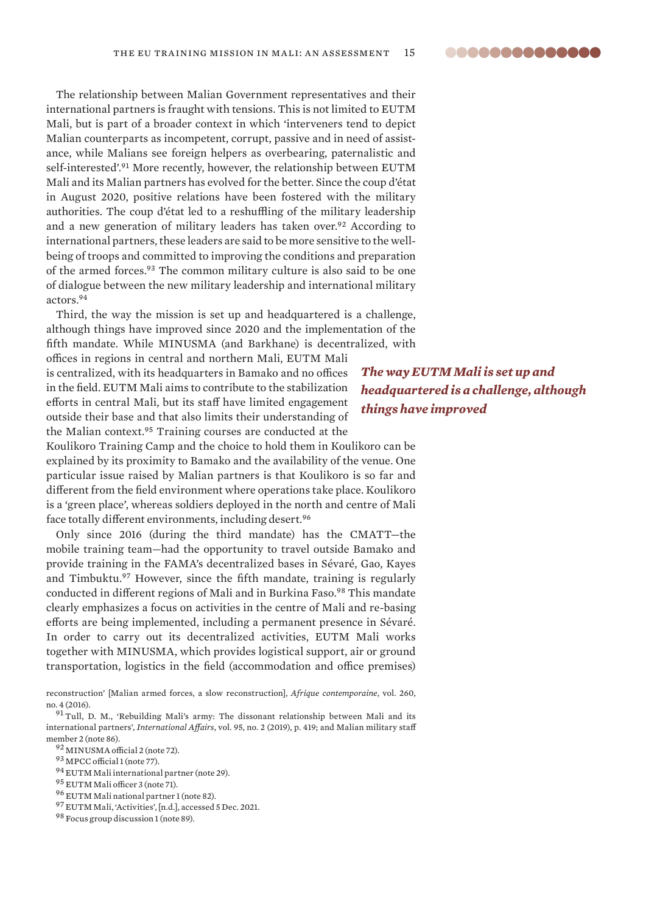The relationship between Malian Government representatives and their international partners is fraught with tensions. This is not limited to EUTM Mali, but is part of a broader context in which 'interveners tend to depict Malian counterparts as incompetent, corrupt, passive and in need of assistance, while Malians see foreign helpers as overbearing, paternalistic and self-interested'.[91] More recently, however, the relationship between EUTM Mali and its Malian partners has evolved for the better. Since the coup d'état in August 2020, positive relations have been fostered with the military authorities. The coup d'état led to a reshuffling of the military leadership and a new generation of military leaders has taken over.[92] According to international partners, these leaders are said to be more sensitive to the well-being of troops and committed to improving the conditions and preparation of the armed forces.[93] The common military culture is also said to be one of dialogue between the new military leadership and international military actors.[94]

Third, the way the mission is set up and headquartered is a challenge, although things have improved since 2020 and the implementation of the fifth mandate. While MINUSMA (and Barkhane) is decentralized, with offices in regions in central and northern Mali, EUTM Mali is centralized, with its headquarters in Bamako and no offices in the field. EUTM Mali aims to contribute to the stabilization efforts in central Mali, but its staff have limited engagement outside their base and that also limits their understanding of the Malian context.[95] Training courses are conducted at the Koulikoro Training Camp and the choice to hold them in Koulikoro can be explained by its proximity to Bamako and the availability of the venue. One particular issue raised by Malian partners is that Koulikoro is so far and different from the field environment where operations take place. Koulikoro is a 'green place', whereas soldiers deployed in the north and centre of Mali face totally different environments, including desert.[96]

***The way EUTM Mali is set up and headquartered is a challenge, although things have improved***

Only since 2016 (during the third mandate) has the CMATT—the mobile training team—had the opportunity to travel outside Bamako and provide training in the FAMA's decentralized bases in Sévaré, Gao, Kayes and Timbuktu.[97] However, since the fifth mandate, training is regularly conducted in different regions of Mali and in Burkina Faso.[98] This mandate clearly emphasizes a focus on activities in the centre of Mali and re-basing efforts are being implemented, including a permanent presence in Sévaré. In order to carry out its decentralized activities, EUTM Mali works together with MINUSMA, which provides logistical support, air or ground transportation, logistics in the field (accommodation and office premises)

reconstruction' [Malian armed forces, a slow reconstruction], *Afrique contemporaine*, vol. 260, no. 4 (2016).

[91] Tull, D. M., 'Rebuilding Mali's army: The dissonant relationship between Mali and its international partners', *International Affairs*, vol. 95, no. 2 (2019), p. 419; and Malian military staff member 2 (note 86).

[92] MINUSMA official 2 (note 72).

[93] MPCC official 1 (note 77).

[94] EUTM Mali international partner (note 29).

[95] EUTM Mali officer 3 (note 71).

[96] EUTM Mali national partner 1 (note 82).

[97] EUTM Mali, 'Activities', [n.d.], accessed 5 Dec. 2021.

[98] Focus group discussion 1 (note 89).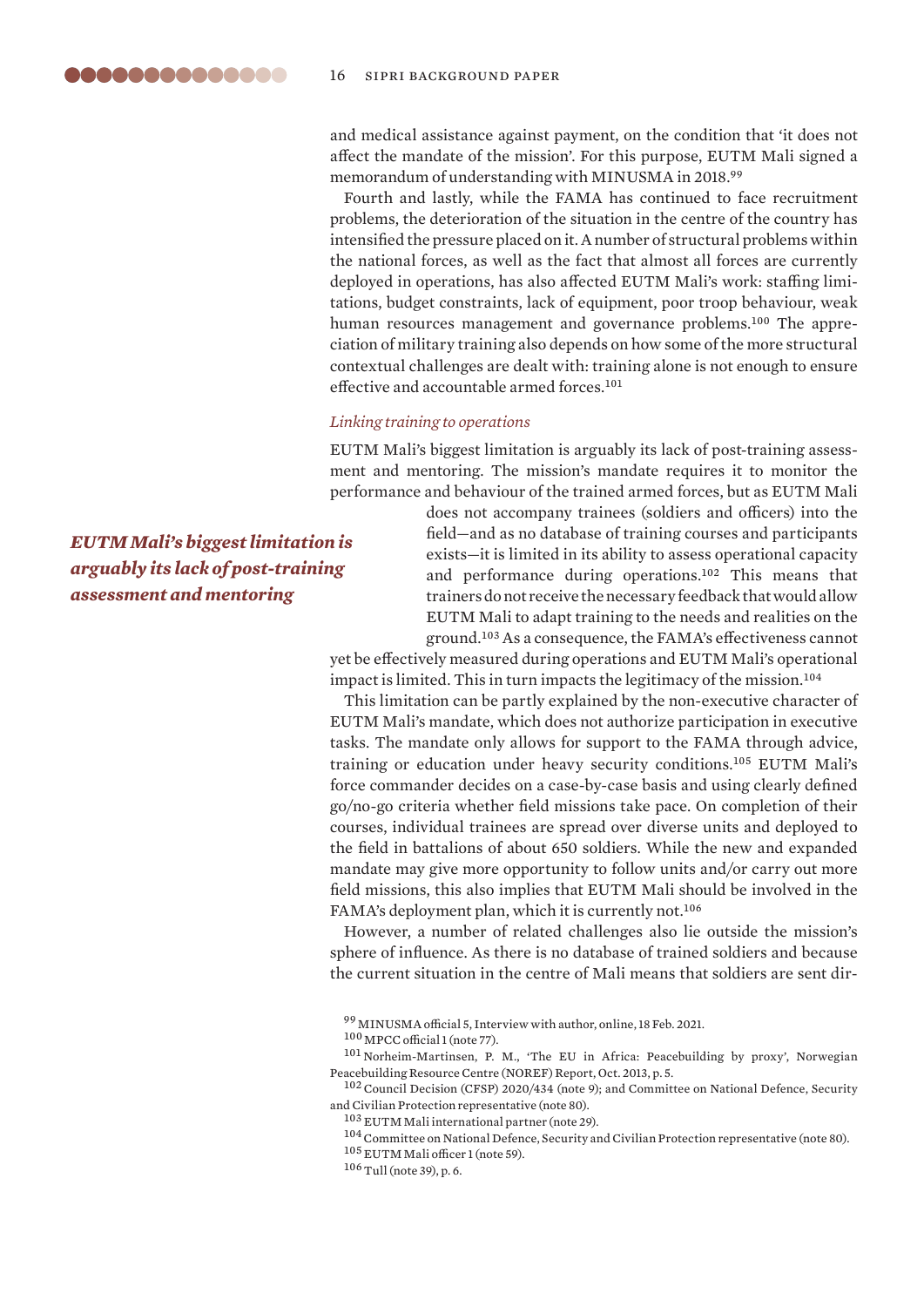and medical assistance against payment, on the condition that 'it does not affect the mandate of the mission'. For this purpose, EUTM Mali signed a memorandum of understanding with MINUSMA in 2018.[99]

Fourth and lastly, while the FAMA has continued to face recruitment problems, the deterioration of the situation in the centre of the country has intensified the pressure placed on it. A number of structural problems within the national forces, as well as the fact that almost all forces are currently deployed in operations, has also affected EUTM Mali's work: staffing limitations, budget constraints, lack of equipment, poor troop behaviour, weak human resources management and governance problems.[100] The appreciation of military training also depends on how some of the more structural contextual challenges are dealt with: training alone is not enough to ensure effective and accountable armed forces.[101]

*Linking training to operations*

EUTM Mali's biggest limitation is arguably its lack of post-training assessment and mentoring. The mission's mandate requires it to monitor the performance and behaviour of the trained armed forces, but as EUTM Mali does not accompany trainees (soldiers and officers) into the field—and as no database of training courses and participants exists—it is limited in its ability to assess operational capacity and performance during operations.[102] This means that trainers do not receive the necessary feedback that would allow EUTM Mali to adapt training to the needs and realities on the ground.[103] As a consequence, the FAMA's effectiveness cannot yet be effectively measured during operations and EUTM Mali's operational impact is limited. This in turn impacts the legitimacy of the mission.[104]

***EUTM Mali's biggest limitation is arguably its lack of post-training assessment and mentoring***

This limitation can be partly explained by the non-executive character of EUTM Mali's mandate, which does not authorize participation in executive tasks. The mandate only allows for support to the FAMA through advice, training or education under heavy security conditions.[105] EUTM Mali's force commander decides on a case-by-case basis and using clearly defined go/no-go criteria whether field missions take pace. On completion of their courses, individual trainees are spread over diverse units and deployed to the field in battalions of about 650 soldiers. While the new and expanded mandate may give more opportunity to follow units and/or carry out more field missions, this also implies that EUTM Mali should be involved in the FAMA's deployment plan, which it is currently not.[106]

However, a number of related challenges also lie outside the mission's sphere of influence. As there is no database of trained soldiers and because the current situation in the centre of Mali means that soldiers are sent dir-

[99] MINUSMA official 5, Interview with author, online, 18 Feb. 2021.

[100] MPCC official 1 (note 77).

[101] Norheim-Martinsen, P. M., 'The EU in Africa: Peacebuilding by proxy', Norwegian Peacebuilding Resource Centre (NOREF) Report, Oct. 2013, p. 5.

[102] Council Decision (CFSP) 2020/434 (note 9); and Committee on National Defence, Security and Civilian Protection representative (note 80).

[103] EUTM Mali international partner (note 29).

[104] Committee on National Defence, Security and Civilian Protection representative (note 80).

[105] EUTM Mali officer 1 (note 59).

[106] Tull (note 39), p. 6.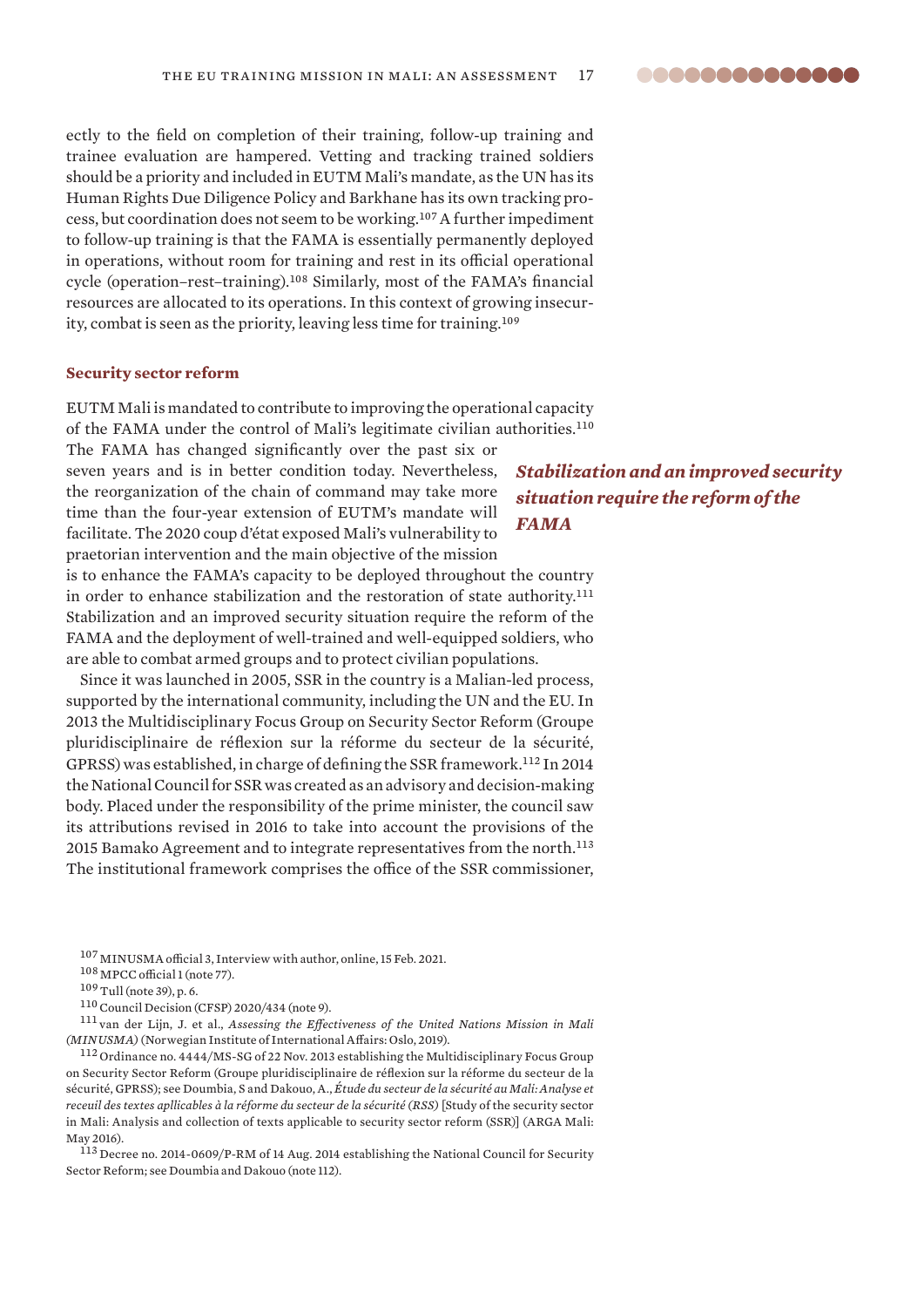ectly to the field on completion of their training, follow-up training and trainee evaluation are hampered. Vetting and tracking trained soldiers should be a priority and included in EUTM Mali's mandate, as the UN has its Human Rights Due Diligence Policy and Barkhane has its own tracking process, but coordination does not seem to be working.[107] A further impediment to follow-up training is that the FAMA is essentially permanently deployed in operations, without room for training and rest in its official operational cycle (operation–rest–training).[108] Similarly, most of the FAMA's financial resources are allocated to its operations. In this context of growing insecurity, combat is seen as the priority, leaving less time for training.[109]

### Security sector reform

EUTM Mali is mandated to contribute to improving the operational capacity of the FAMA under the control of Mali's legitimate civilian authorities.[110] The FAMA has changed significantly over the past six or seven years and is in better condition today. Nevertheless, the reorganization of the chain of command may take more time than the four-year extension of EUTM's mandate will facilitate. The 2020 coup d'état exposed Mali's vulnerability to praetorian intervention and the main objective of the mission is to enhance the FAMA's capacity to be deployed throughout the country in order to enhance stabilization and the restoration of state authority.[111] Stabilization and an improved security situation require the reform of the FAMA and the deployment of well-trained and well-equipped soldiers, who are able to combat armed groups and to protect civilian populations.

***Stabilization and an improved security situation require the reform of the FAMA***

Since it was launched in 2005, SSR in the country is a Malian-led process, supported by the international community, including the UN and the EU. In 2013 the Multidisciplinary Focus Group on Security Sector Reform (Groupe pluridisciplinaire de réflexion sur la réforme du secteur de la sécurité, GPRSS) was established, in charge of defining the SSR framework.[112] In 2014 the National Council for SSR was created as an advisory and decision-making body. Placed under the responsibility of the prime minister, the council saw its attributions revised in 2016 to take into account the provisions of the 2015 Bamako Agreement and to integrate representatives from the north.[113] The institutional framework comprises the office of the SSR commissioner,

[107] MINUSMA official 3, Interview with author, online, 15 Feb. 2021.

[108] MPCC official 1 (note 77).

[109] Tull (note 39), p. 6.

[110] Council Decision (CFSP) 2020/434 (note 9).

[111] van der Lijn, J. et al., *Assessing the Effectiveness of the United Nations Mission in Mali (MINUSMA)* (Norwegian Institute of International Affairs: Oslo, 2019).

[112] Ordinance no. 4444/MS-SG of 22 Nov. 2013 establishing the Multidisciplinary Focus Group on Security Sector Reform (Groupe pluridisciplinaire de réflexion sur la réforme du secteur de la sécurité, GPRSS); see Doumbia, S and Dakouo, A., *Étude du secteur de la sécurité au Mali: Analyse et receuil des textes apllicables à la réforme du secteur de la sécurité (RSS)* [Study of the security sector in Mali: Analysis and collection of texts applicable to security sector reform (SSR)] (ARGA Mali: May 2016).

[113] Decree no. 2014-0609/P-RM of 14 Aug. 2014 establishing the National Council for Security Sector Reform; see Doumbia and Dakouo (note 112).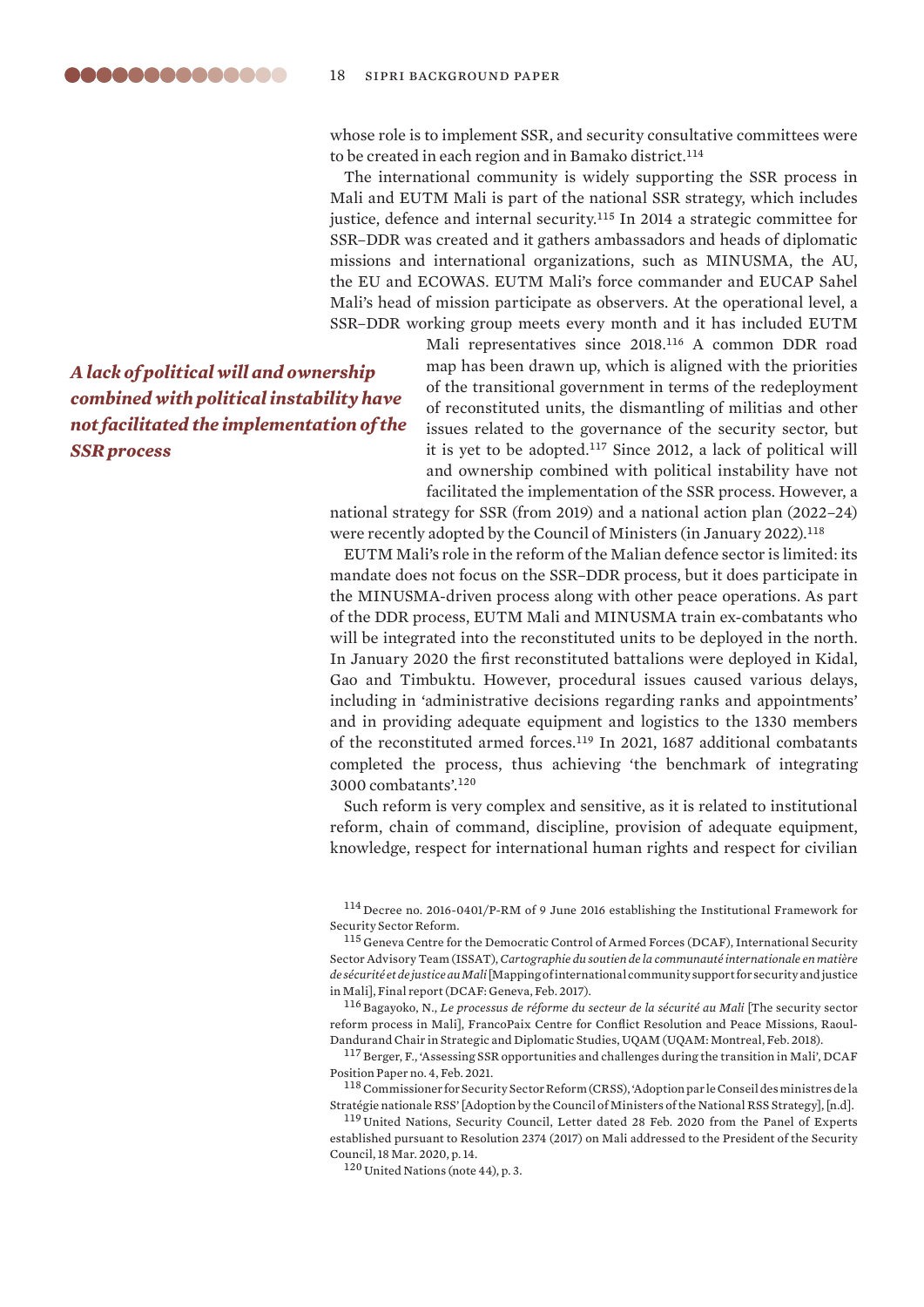whose role is to implement SSR, and security consultative committees were to be created in each region and in Bamako district.[114]

The international community is widely supporting the SSR process in Mali and EUTM Mali is part of the national SSR strategy, which includes justice, defence and internal security.[115] In 2014 a strategic committee for SSR–DDR was created and it gathers ambassadors and heads of diplomatic missions and international organizations, such as MINUSMA, the AU, the EU and ECOWAS. EUTM Mali's force commander and EUCAP Sahel Mali's head of mission participate as observers. At the operational level, a SSR–DDR working group meets every month and it has included EUTM Mali representatives since 2018.[116] A common DDR road map has been drawn up, which is aligned with the priorities of the transitional government in terms of the redeployment of reconstituted units, the dismantling of militias and other issues related to the governance of the security sector, but it is yet to be adopted.[117] Since 2012, a lack of political will and ownership combined with political instability have not facilitated the implementation of the SSR process. However, a national strategy for SSR (from 2019) and a national action plan (2022–24) were recently adopted by the Council of Ministers (in January 2022).[118]

*A lack of political will and ownership combined with political instability have not facilitated the implementation of the SSR process*

EUTM Mali's role in the reform of the Malian defence sector is limited: its mandate does not focus on the SSR–DDR process, but it does participate in the MINUSMA-driven process along with other peace operations. As part of the DDR process, EUTM Mali and MINUSMA train ex-combatants who will be integrated into the reconstituted units to be deployed in the north. In January 2020 the first reconstituted battalions were deployed in Kidal, Gao and Timbuktu. However, procedural issues caused various delays, including in 'administrative decisions regarding ranks and appointments' and in providing adequate equipment and logistics to the 1330 members of the reconstituted armed forces.[119] In 2021, 1687 additional combatants completed the process, thus achieving 'the benchmark of integrating 3000 combatants'.[120]

Such reform is very complex and sensitive, as it is related to institutional reform, chain of command, discipline, provision of adequate equipment, knowledge, respect for international human rights and respect for civilian

[114] Decree no. 2016-0401/P-RM of 9 June 2016 establishing the Institutional Framework for Security Sector Reform.

[115] Geneva Centre for the Democratic Control of Armed Forces (DCAF), International Security Sector Advisory Team (ISSAT), *Cartographie du soutien de la communauté internationale en matière de sécurité et de justice au Mali* [Mapping of international community support for security and justice in Mali], Final report (DCAF: Geneva, Feb. 2017).

[116] Bagayoko, N., *Le processus de réforme du secteur de la sécurité au Mali* [The security sector reform process in Mali], FrancoPaix Centre for Conflict Resolution and Peace Missions, Raoul-Dandurand Chair in Strategic and Diplomatic Studies, UQAM (UQAM: Montreal, Feb. 2018).

[117] Berger, F., 'Assessing SSR opportunities and challenges during the transition in Mali', DCAF Position Paper no. 4, Feb. 2021.

[118] Commissioner for Security Sector Reform (CRSS), 'Adoption par le Conseil des ministres de la Stratégie nationale RSS' [Adoption by the Council of Ministers of the National RSS Strategy], [n.d].

[119] United Nations, Security Council, Letter dated 28 Feb. 2020 from the Panel of Experts established pursuant to Resolution 2374 (2017) on Mali addressed to the President of the Security Council, 18 Mar. 2020, p. 14.

[120] United Nations (note 44), p. 3.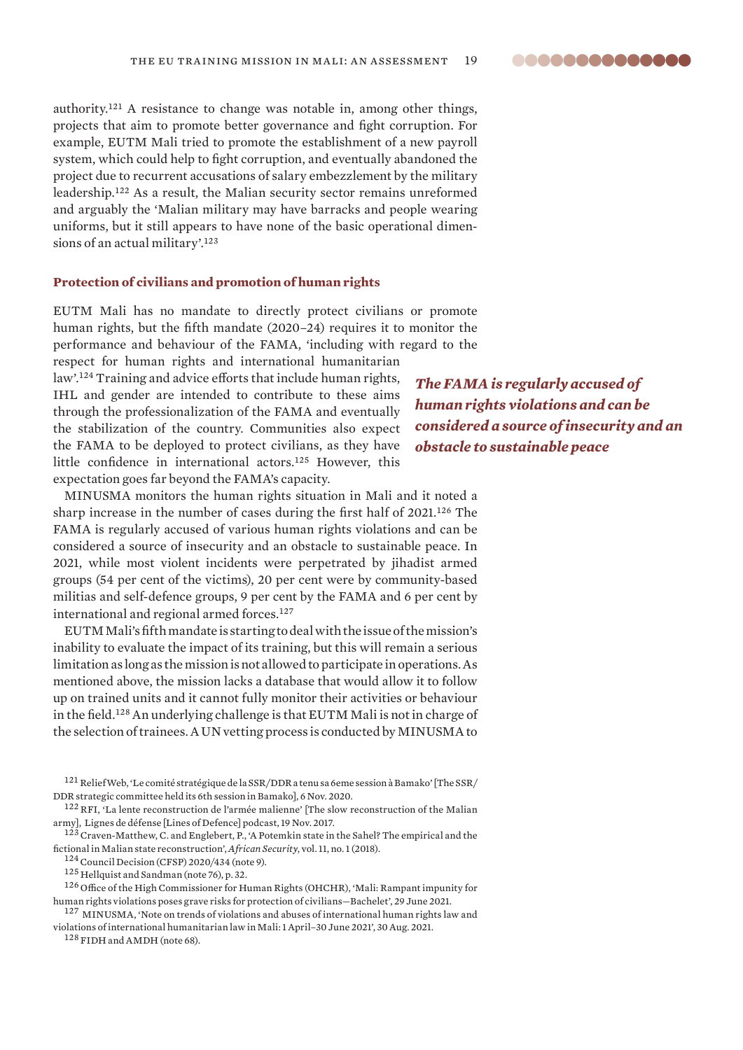authority.[121] A resistance to change was notable in, among other things, projects that aim to promote better governance and fight corruption. For example, EUTM Mali tried to promote the establishment of a new payroll system, which could help to fight corruption, and eventually abandoned the project due to recurrent accusations of salary embezzlement by the military leadership.[122] As a result, the Malian security sector remains unreformed and arguably the 'Malian military may have barracks and people wearing uniforms, but it still appears to have none of the basic operational dimensions of an actual military'.[123]

### Protection of civilians and promotion of human rights

EUTM Mali has no mandate to directly protect civilians or promote human rights, but the fifth mandate (2020–24) requires it to monitor the performance and behaviour of the FAMA, 'including with regard to the respect for human rights and international humanitarian law'.[124] Training and advice efforts that include human rights, IHL and gender are intended to contribute to these aims through the professionalization of the FAMA and eventually the stabilization of the country. Communities also expect the FAMA to be deployed to protect civilians, as they have little confidence in international actors.[125] However, this expectation goes far beyond the FAMA's capacity.

***The FAMA is regularly accused of human rights violations and can be considered a source of insecurity and an obstacle to sustainable peace***

MINUSMA monitors the human rights situation in Mali and it noted a sharp increase in the number of cases during the first half of 2021.[126] The FAMA is regularly accused of various human rights violations and can be considered a source of insecurity and an obstacle to sustainable peace. In 2021, while most violent incidents were perpetrated by jihadist armed groups (54 per cent of the victims), 20 per cent were by community-based militias and self-defence groups, 9 per cent by the FAMA and 6 per cent by international and regional armed forces.[127]

EUTM Mali's fifth mandate is starting to deal with the issue of the mission's inability to evaluate the impact of its training, but this will remain a serious limitation as long as the mission is not allowed to participate in operations. As mentioned above, the mission lacks a database that would allow it to follow up on trained units and it cannot fully monitor their activities or behaviour in the field.[128] An underlying challenge is that EUTM Mali is not in charge of the selection of trainees. A UN vetting process is conducted by MINUSMA to

[121] ReliefWeb, 'Le comité stratégique de la SSR/DDR a tenu sa 6eme session à Bamako' [The SSR/DDR strategic committee held its 6th session in Bamako], 6 Nov. 2020.

[122] RFI, 'La lente reconstruction de l'armée malienne' [The slow reconstruction of the Malian army], Lignes de défense [Lines of Defence] podcast, 19 Nov. 2017.

[123] Craven-Matthew, C. and Englebert, P., 'A Potemkin state in the Sahel? The empirical and the fictional in Malian state reconstruction', *African Security*, vol. 11, no. 1 (2018).

[124] Council Decision (CFSP) 2020/434 (note 9).

[125] Hellquist and Sandman (note 76), p. 32.

[126] Office of the High Commissioner for Human Rights (OHCHR), 'Mali: Rampant impunity for human rights violations poses grave risks for protection of civilians—Bachelet', 29 June 2021.

[127] MINUSMA, 'Note on trends of violations and abuses of international human rights law and violations of international humanitarian law in Mali: 1 April–30 June 2021', 30 Aug. 2021.

[128] FIDH and AMDH (note 68).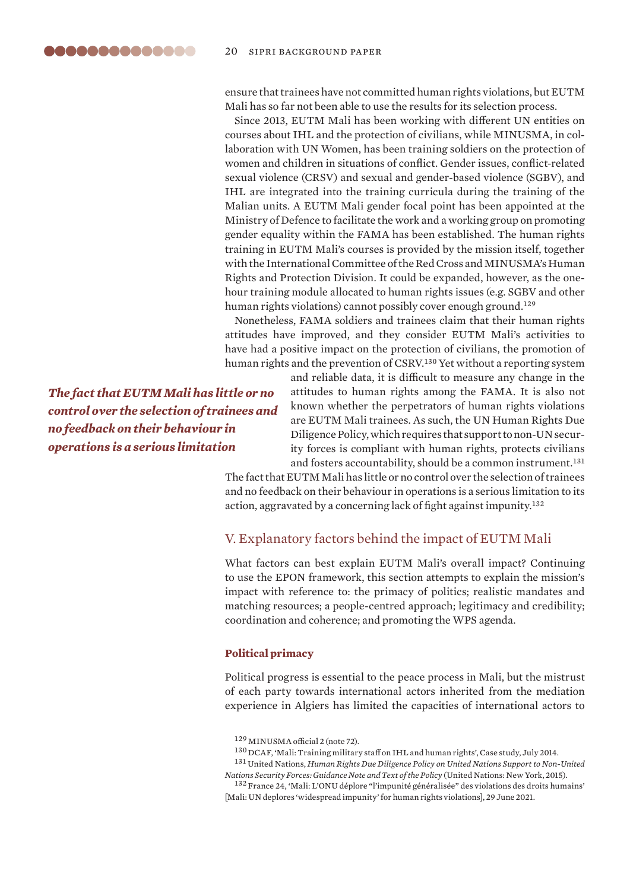ensure that trainees have not committed human rights violations, but EUTM Mali has so far not been able to use the results for its selection process.

Since 2013, EUTM Mali has been working with different UN entities on courses about IHL and the protection of civilians, while MINUSMA, in collaboration with UN Women, has been training soldiers on the protection of women and children in situations of conflict. Gender issues, conflict-related sexual violence (CRSV) and sexual and gender-based violence (SGBV), and IHL are integrated into the training curricula during the training of the Malian units. A EUTM Mali gender focal point has been appointed at the Ministry of Defence to facilitate the work and a working group on promoting gender equality within the FAMA has been established. The human rights training in EUTM Mali's courses is provided by the mission itself, together with the International Committee of the Red Cross and MINUSMA's Human Rights and Protection Division. It could be expanded, however, as the one-hour training module allocated to human rights issues (e.g. SGBV and other human rights violations) cannot possibly cover enough ground.[129]

Nonetheless, FAMA soldiers and trainees claim that their human rights attitudes have improved, and they consider EUTM Mali's activities to have had a positive impact on the protection of civilians, the promotion of human rights and the prevention of CSRV.[130] Yet without a reporting system and reliable data, it is difficult to measure any change in the attitudes to human rights among the FAMA. It is also not known whether the perpetrators of human rights violations are EUTM Mali trainees. As such, the UN Human Rights Due Diligence Policy, which requires that support to non-UN security forces is compliant with human rights, protects civilians and fosters accountability, should be a common instrument.[131] The fact that EUTM Mali has little or no control over the selection of trainees and no feedback on their behaviour in operations is a serious limitation to its action, aggravated by a concerning lack of fight against impunity.[132]

*The fact that EUTM Mali has little or no control over the selection of trainees and no feedback on their behaviour in operations is a serious limitation*

## V. Explanatory factors behind the impact of EUTM Mali

What factors can best explain EUTM Mali's overall impact? Continuing to use the EPON framework, this section attempts to explain the mission's impact with reference to: the primacy of politics; realistic mandates and matching resources; a people-centred approach; legitimacy and credibility; coordination and coherence; and promoting the WPS agenda.

### Political primacy

Political progress is essential to the peace process in Mali, but the mistrust of each party towards international actors inherited from the mediation experience in Algiers has limited the capacities of international actors to

[129] MINUSMA official 2 (note 72).

[130] DCAF, 'Mali: Training military staff on IHL and human rights', Case study, July 2014.

[131] United Nations, *Human Rights Due Diligence Policy on United Nations Support to Non-United Nations Security Forces: Guidance Note and Text of the Policy* (United Nations: New York, 2015).

[132] France 24, 'Mali: L'ONU déplore "l'impunité généralisée" des violations des droits humains' [Mali: UN deplores 'widespread impunity' for human rights violations], 29 June 2021.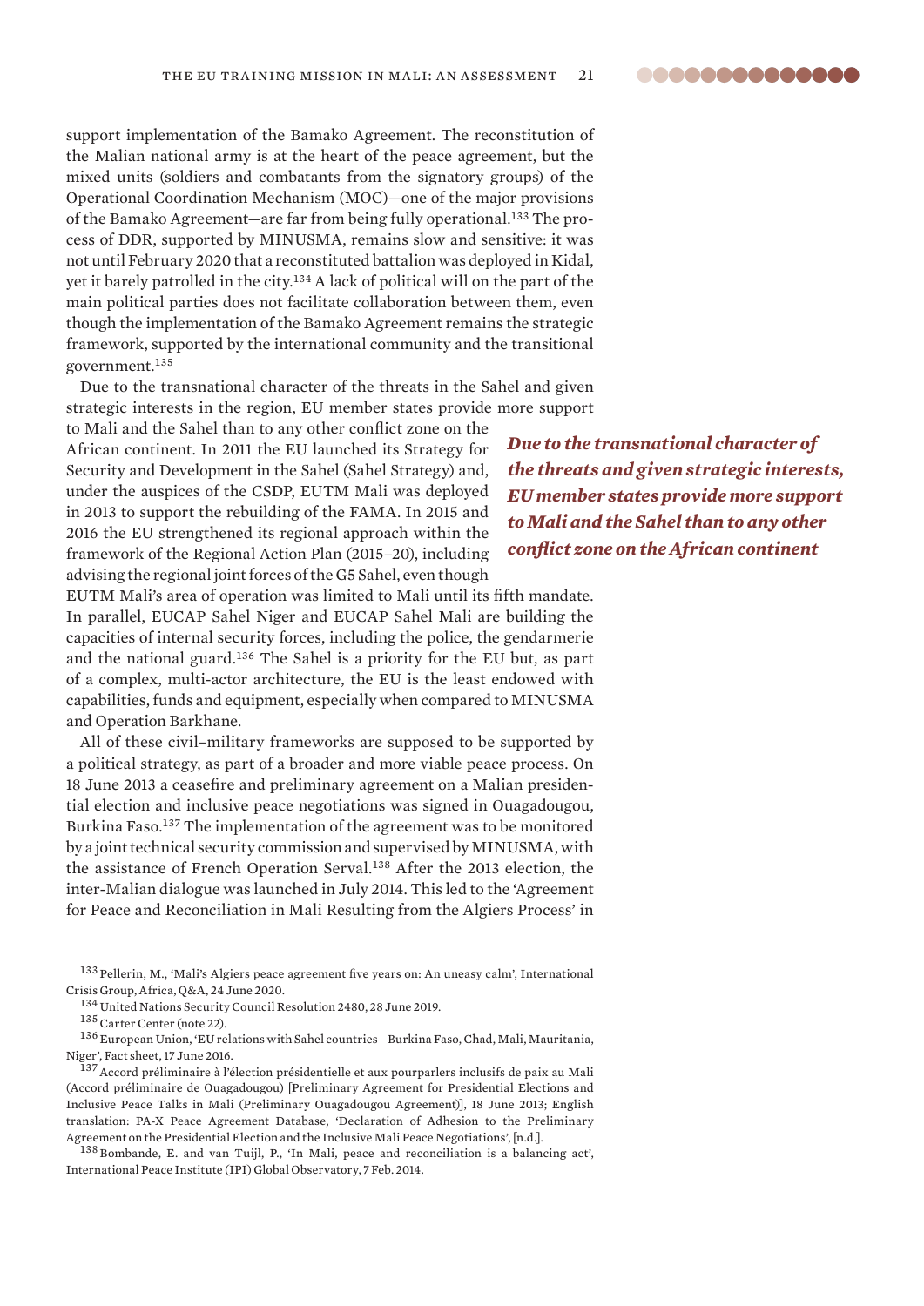support implementation of the Bamako Agreement. The reconstitution of the Malian national army is at the heart of the peace agreement, but the mixed units (soldiers and combatants from the signatory groups) of the Operational Coordination Mechanism (MOC)—one of the major provisions of the Bamako Agreement—are far from being fully operational.[133] The process of DDR, supported by MINUSMA, remains slow and sensitive: it was not until February 2020 that a reconstituted battalion was deployed in Kidal, yet it barely patrolled in the city.[134] A lack of political will on the part of the main political parties does not facilitate collaboration between them, even though the implementation of the Bamako Agreement remains the strategic framework, supported by the international community and the transitional government.[135]

Due to the transnational character of the threats in the Sahel and given strategic interests in the region, EU member states provide more support to Mali and the Sahel than to any other conflict zone on the African continent. In 2011 the EU launched its Strategy for Security and Development in the Sahel (Sahel Strategy) and, under the auspices of the CSDP, EUTM Mali was deployed in 2013 to support the rebuilding of the FAMA. In 2015 and 2016 the EU strengthened its regional approach within the framework of the Regional Action Plan (2015–20), including advising the regional joint forces of the G5 Sahel, even though EUTM Mali's area of operation was limited to Mali until its fifth mandate. In parallel, EUCAP Sahel Niger and EUCAP Sahel Mali are building the capacities of internal security forces, including the police, the gendarmerie and the national guard.[136] The Sahel is a priority for the EU but, as part of a complex, multi-actor architecture, the EU is the least endowed with capabilities, funds and equipment, especially when compared to MINUSMA and Operation Barkhane.

***Due to the transnational character of the threats and given strategic interests, EU member states provide more support to Mali and the Sahel than to any other conflict zone on the African continent***

All of these civil–military frameworks are supposed to be supported by a political strategy, as part of a broader and more viable peace process. On 18 June 2013 a ceasefire and preliminary agreement on a Malian presidential election and inclusive peace negotiations was signed in Ouagadougou, Burkina Faso.[137] The implementation of the agreement was to be monitored by a joint technical security commission and supervised by MINUSMA, with the assistance of French Operation Serval.[138] After the 2013 election, the inter-Malian dialogue was launched in July 2014. This led to the 'Agreement for Peace and Reconciliation in Mali Resulting from the Algiers Process' in

[133] Pellerin, M., 'Mali's Algiers peace agreement five years on: An uneasy calm', International Crisis Group, Africa, Q&A, 24 June 2020.

[134] United Nations Security Council Resolution 2480, 28 June 2019.

[135] Carter Center (note 22).

[136] European Union, 'EU relations with Sahel countries—Burkina Faso, Chad, Mali, Mauritania, Niger', Fact sheet, 17 June 2016.

[137] Accord préliminaire à l'élection présidentielle et aux pourparlers inclusifs de paix au Mali (Accord préliminaire de Ouagadougou) [Preliminary Agreement for Presidential Elections and Inclusive Peace Talks in Mali (Preliminary Ouagadougou Agreement)], 18 June 2013; English translation: PA-X Peace Agreement Database, 'Declaration of Adhesion to the Preliminary Agreement on the Presidential Election and the Inclusive Mali Peace Negotiations', [n.d.].

[138] Bombande, E. and van Tuijl, P., 'In Mali, peace and reconciliation is a balancing act', International Peace Institute (IPI) Global Observatory, 7 Feb. 2014.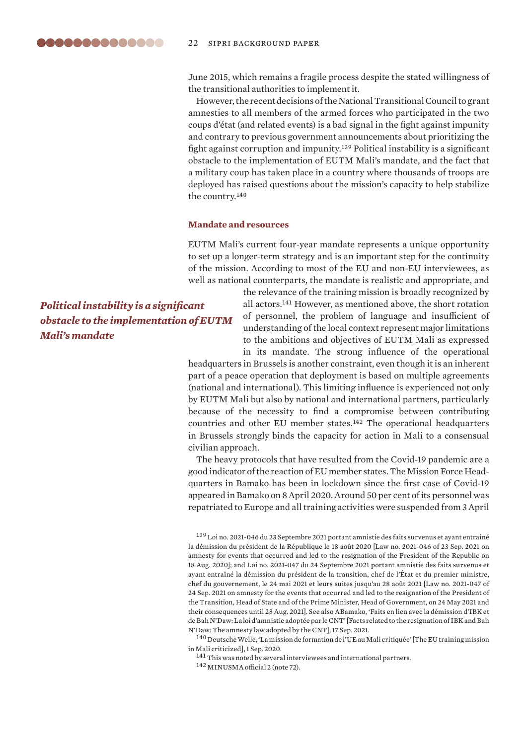June 2015, which remains a fragile process despite the stated willingness of the transitional authorities to implement it.

However, the recent decisions of the National Transitional Council to grant amnesties to all members of the armed forces who participated in the two coups d'état (and related events) is a bad signal in the fight against impunity and contrary to previous government announcements about prioritizing the fight against corruption and impunity.[139] Political instability is a significant obstacle to the implementation of EUTM Mali's mandate, and the fact that a military coup has taken place in a country where thousands of troops are deployed has raised questions about the mission's capacity to help stabilize the country.[140]

### Mandate and resources

EUTM Mali's current four-year mandate represents a unique opportunity to set up a longer-term strategy and is an important step for the continuity of the mission. According to most of the EU and non-EU interviewees, as well as national counterparts, the mandate is realistic and appropriate, and the relevance of the training mission is broadly recognized by all actors.[141] However, as mentioned above, the short rotation of personnel, the problem of language and insufficient of understanding of the local context represent major limitations to the ambitions and objectives of EUTM Mali as expressed in its mandate. The strong influence of the operational headquarters in Brussels is another constraint, even though it is an inherent part of a peace operation that deployment is based on multiple agreements (national and international). This limiting influence is experienced not only by EUTM Mali but also by national and international partners, particularly because of the necessity to find a compromise between contributing countries and other EU member states.[142] The operational headquarters in Brussels strongly binds the capacity for action in Mali to a consensual civilian approach.

*Political instability is a significant obstacle to the implementation of EUTM Mali's mandate*

The heavy protocols that have resulted from the Covid-19 pandemic are a good indicator of the reaction of EU member states. The Mission Force Headquarters in Bamako has been in lockdown since the first case of Covid-19 appeared in Bamako on 8 April 2020. Around 50 per cent of its personnel was repatriated to Europe and all training activities were suspended from 3 April

[139] Loi no. 2021-046 du 23 Septembre 2021 portant amnistie des faits survenus et ayant entrainé la démission du président de la République le 18 août 2020 [Law no. 2021-046 of 23 Sep. 2021 on amnesty for events that occurred and led to the resignation of the President of the Republic on 18 Aug. 2020]; and Loi no. 2021-047 du 24 Septembre 2021 portant amnistie des faits survenus et ayant entraîné la démission du président de la transition, chef de l'État et du premier ministre, chef du gouvernement, le 24 mai 2021 et leurs suites jusqu'au 28 août 2021 [Law no. 2021-047 of 24 Sep. 2021 on amnesty for the events that occurred and led to the resignation of the President of the Transition, Head of State and of the Prime Minister, Head of Government, on 24 May 2021 and their consequences until 28 Aug. 2021]. See also ABamako, 'Faits en lien avec la démission d'IBK et de Bah N'Daw: La loi d'amnistie adoptée par le CNT' [Facts related to the resignation of IBK and Bah N'Daw: The amnesty law adopted by the CNT], 17 Sep. 2021.

[140] Deutsche Welle, 'La mission de formation de l'UE au Mali critiquée' [The EU training mission in Mali criticized], 1 Sep. 2020.

[141] This was noted by several interviewees and international partners.

[142] MINUSMA official 2 (note 72).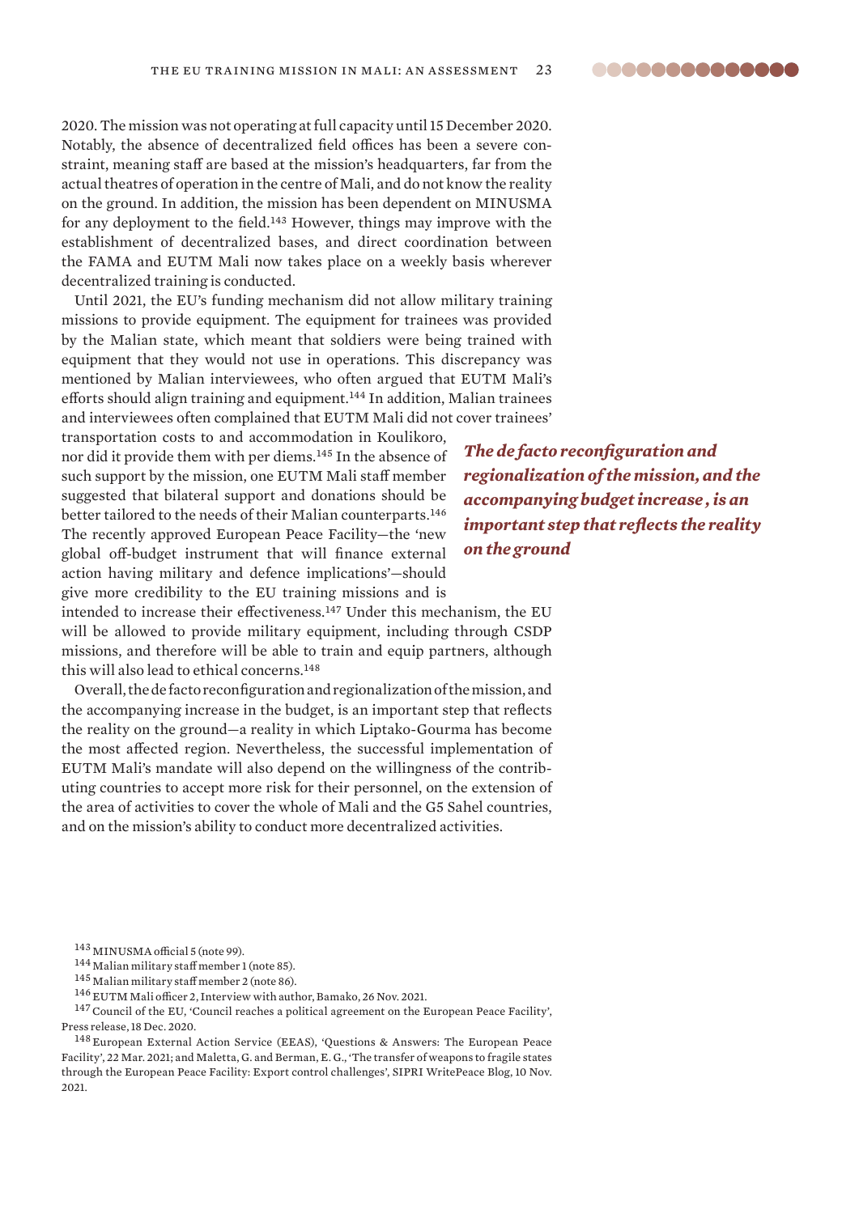2020. The mission was not operating at full capacity until 15 December 2020. Notably, the absence of decentralized field offices has been a severe constraint, meaning staff are based at the mission's headquarters, far from the actual theatres of operation in the centre of Mali, and do not know the reality on the ground. In addition, the mission has been dependent on MINUSMA for any deployment to the field.[143] However, things may improve with the establishment of decentralized bases, and direct coordination between the FAMA and EUTM Mali now takes place on a weekly basis wherever decentralized training is conducted.

Until 2021, the EU's funding mechanism did not allow military training missions to provide equipment. The equipment for trainees was provided by the Malian state, which meant that soldiers were being trained with equipment that they would not use in operations. This discrepancy was mentioned by Malian interviewees, who often argued that EUTM Mali's efforts should align training and equipment.[144] In addition, Malian trainees and interviewees often complained that EUTM Mali did not cover trainees' transportation costs to and accommodation in Koulikoro, nor did it provide them with per diems.[145] In the absence of such support by the mission, one EUTM Mali staff member suggested that bilateral support and donations should be better tailored to the needs of their Malian counterparts.[146] The recently approved European Peace Facility—the 'new global off-budget instrument that will finance external action having military and defence implications'—should give more credibility to the EU training missions and is intended to increase their effectiveness.[147] Under this mechanism, the EU will be allowed to provide military equipment, including through CSDP missions, and therefore will be able to train and equip partners, although this will also lead to ethical concerns.[148]

***The de facto reconfiguration and regionalization of the mission, and the accompanying budget increase , is an important step that reflects the reality on the ground***

Overall, the de facto reconfiguration and regionalization of the mission, and the accompanying increase in the budget, is an important step that reflects the reality on the ground—a reality in which Liptako-Gourma has become the most affected region. Nevertheless, the successful implementation of EUTM Mali's mandate will also depend on the willingness of the contributing countries to accept more risk for their personnel, on the extension of the area of activities to cover the whole of Mali and the G5 Sahel countries, and on the mission's ability to conduct more decentralized activities.

---

[143] MINUSMA official 5 (note 99).

[144] Malian military staff member 1 (note 85).

[145] Malian military staff member 2 (note 86).

[146] EUTM Mali officer 2, Interview with author, Bamako, 26 Nov. 2021.

[147] Council of the EU, 'Council reaches a political agreement on the European Peace Facility', Press release, 18 Dec. 2020.

[148] European External Action Service (EEAS), 'Questions & Answers: The European Peace Facility', 22 Mar. 2021; and Maletta, G. and Berman, E. G., 'The transfer of weapons to fragile states through the European Peace Facility: Export control challenges', SIPRI WritePeace Blog, 10 Nov. 2021.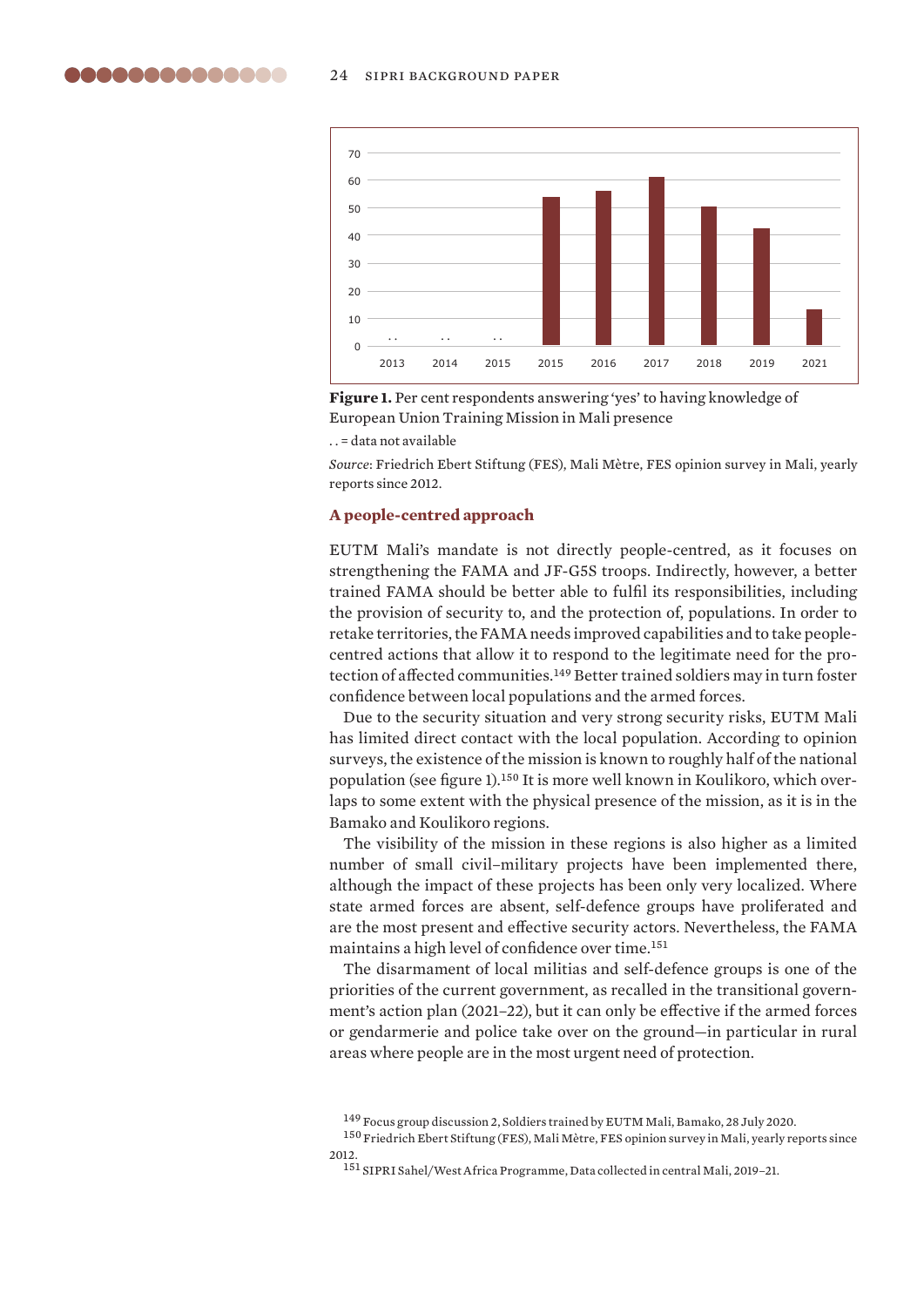**Figure 1.** Per cent respondents answering 'yes' to having knowledge of European Union Training Mission in Mali presence

. . = data not available

*Source*: Friedrich Ebert Stiftung (FES), Mali Mètre, FES opinion survey in Mali, yearly reports since 2012.

### A people-centred approach

EUTM Mali's mandate is not directly people-centred, as it focuses on strengthening the FAMA and JF-G5S troops. Indirectly, however, a better trained FAMA should be better able to fulfil its responsibilities, including the provision of security to, and the protection of, populations. In order to retake territories, the FAMA needs improved capabilities and to take people-centred actions that allow it to respond to the legitimate need for the protection of affected communities.[149] Better trained soldiers may in turn foster confidence between local populations and the armed forces.

Due to the security situation and very strong security risks, EUTM Mali has limited direct contact with the local population. According to opinion surveys, the existence of the mission is known to roughly half of the national population (see figure 1).[150] It is more well known in Koulikoro, which overlaps to some extent with the physical presence of the mission, as it is in the Bamako and Koulikoro regions.

The visibility of the mission in these regions is also higher as a limited number of small civil–military projects have been implemented there, although the impact of these projects has been only very localized. Where state armed forces are absent, self-defence groups have proliferated and are the most present and effective security actors. Nevertheless, the FAMA maintains a high level of confidence over time.[151]

The disarmament of local militias and self-defence groups is one of the priorities of the current government, as recalled in the transitional government's action plan (2021–22), but it can only be effective if the armed forces or gendarmerie and police take over on the ground—in particular in rural areas where people are in the most urgent need of protection.

[149] Focus group discussion 2, Soldiers trained by EUTM Mali, Bamako, 28 July 2020.

[150] Friedrich Ebert Stiftung (FES), Mali Mètre, FES opinion survey in Mali, yearly reports since 2012.

[151] SIPRI Sahel/West Africa Programme, Data collected in central Mali, 2019–21.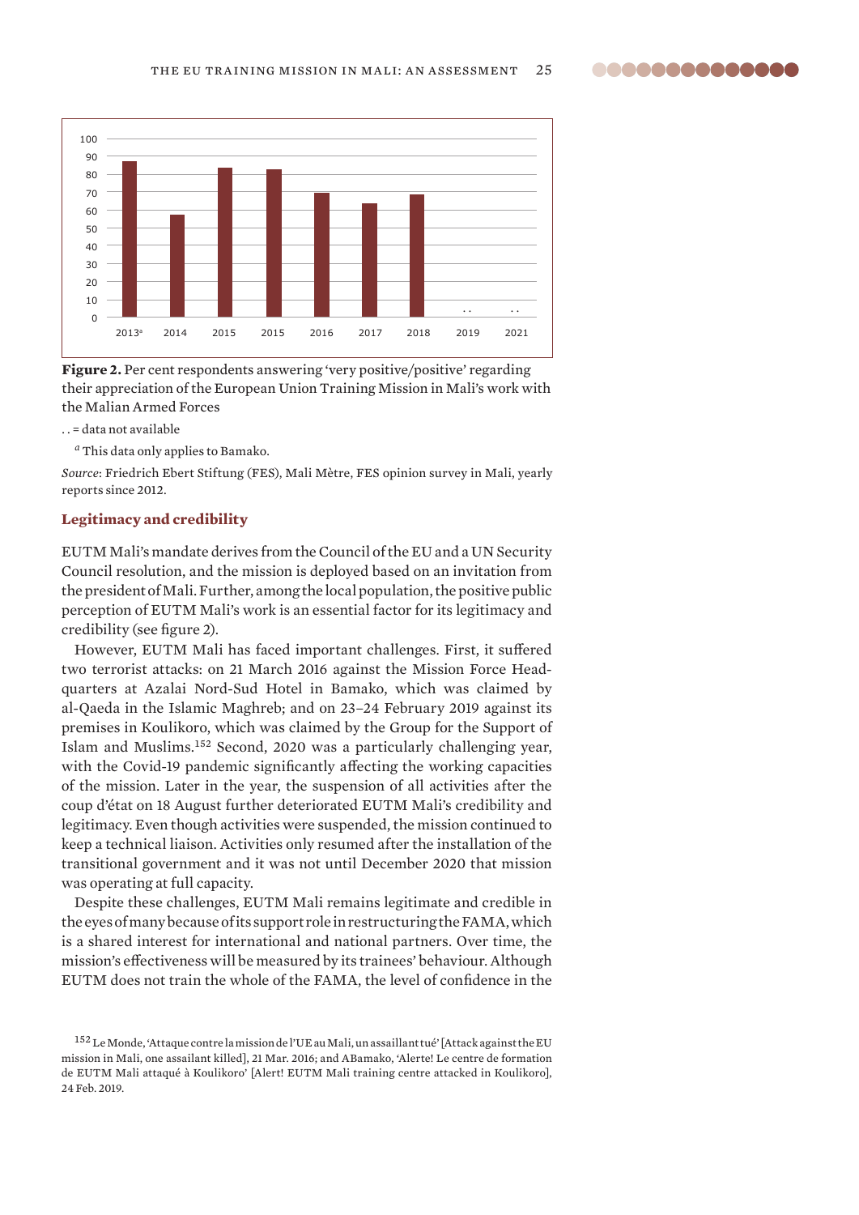Figure 2. Per cent respondents answering 'very positive/positive' regarding their appreciation of the European Union Training Mission in Mali's work with the Malian Armed Forces

. . = data not available

[a] This data only applies to Bamako.

*Source*: Friedrich Ebert Stiftung (FES), Mali Mètre, FES opinion survey in Mali, yearly reports since 2012.

## Legitimacy and credibility

EUTM Mali's mandate derives from the Council of the EU and a UN Security Council resolution, and the mission is deployed based on an invitation from the president of Mali. Further, among the local population, the positive public perception of EUTM Mali's work is an essential factor for its legitimacy and credibility (see figure 2).

However, EUTM Mali has faced important challenges. First, it suffered two terrorist attacks: on 21 March 2016 against the Mission Force Headquarters at Azalai Nord-Sud Hotel in Bamako, which was claimed by al-Qaeda in the Islamic Maghreb; and on 23–24 February 2019 against its premises in Koulikoro, which was claimed by the Group for the Support of Islam and Muslims.[152] Second, 2020 was a particularly challenging year, with the Covid-19 pandemic significantly affecting the working capacities of the mission. Later in the year, the suspension of all activities after the coup d'état on 18 August further deteriorated EUTM Mali's credibility and legitimacy. Even though activities were suspended, the mission continued to keep a technical liaison. Activities only resumed after the installation of the transitional government and it was not until December 2020 that mission was operating at full capacity.

Despite these challenges, EUTM Mali remains legitimate and credible in the eyes of many because of its support role in restructuring the FAMA, which is a shared interest for international and national partners. Over time, the mission's effectiveness will be measured by its trainees' behaviour. Although EUTM does not train the whole of the FAMA, the level of confidence in the

[152] Le Monde, 'Attaque contre la mission de l'UE au Mali, un assaillant tué' [Attack against the EU mission in Mali, one assailant killed], 21 Mar. 2016; and ABamako, 'Alerte! Le centre de formation de EUTM Mali attaqué à Koulikoro' [Alert! EUTM Mali training centre attacked in Koulikoro], 24 Feb. 2019.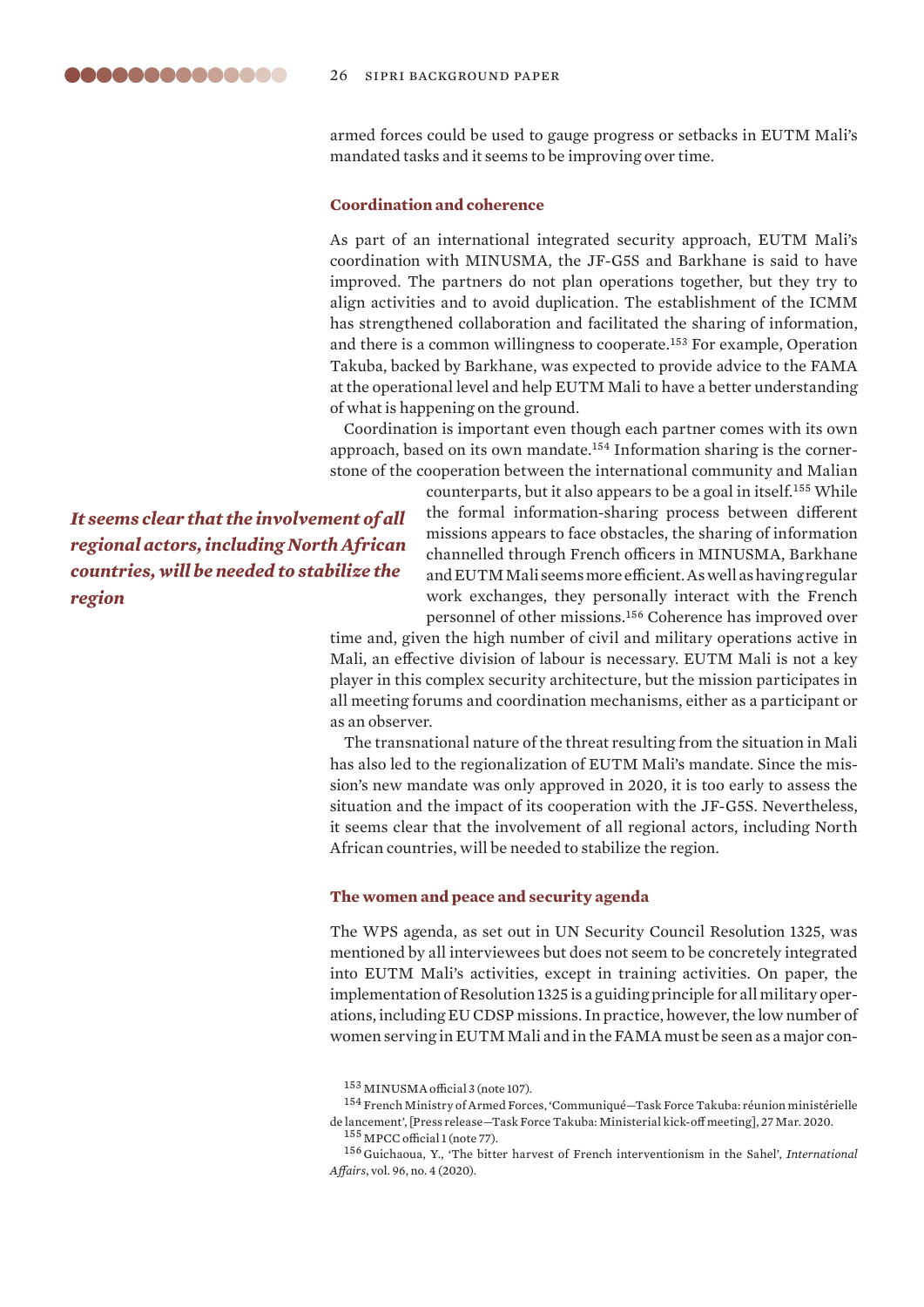armed forces could be used to gauge progress or setbacks in EUTM Mali's mandated tasks and it seems to be improving over time.

### Coordination and coherence

As part of an international integrated security approach, EUTM Mali's coordination with MINUSMA, the JF-G5S and Barkhane is said to have improved. The partners do not plan operations together, but they try to align activities and to avoid duplication. The establishment of the ICMM has strengthened collaboration and facilitated the sharing of information, and there is a common willingness to cooperate.[153] For example, Operation Takuba, backed by Barkhane, was expected to provide advice to the FAMA at the operational level and help EUTM Mali to have a better understanding of what is happening on the ground.

Coordination is important even though each partner comes with its own approach, based on its own mandate.[154] Information sharing is the cornerstone of the cooperation between the international community and Malian counterparts, but it also appears to be a goal in itself.[155] While the formal information-sharing process between different missions appears to face obstacles, the sharing of information channelled through French officers in MINUSMA, Barkhane and EUTM Mali seems more efficient. As well as having regular work exchanges, they personally interact with the French personnel of other missions.[156] Coherence has improved over time and, given the high number of civil and military operations active in Mali, an effective division of labour is necessary. EUTM Mali is not a key player in this complex security architecture, but the mission participates in all meeting forums and coordination mechanisms, either as a participant or as an observer.

The transnational nature of the threat resulting from the situation in Mali has also led to the regionalization of EUTM Mali's mandate. Since the mission's new mandate was only approved in 2020, it is too early to assess the situation and the impact of its cooperation with the JF-G5S. Nevertheless, it seems clear that the involvement of all regional actors, including North African countries, will be needed to stabilize the region.

*It seems clear that the involvement of all regional actors, including North African countries, will be needed to stabilize the region*

### The women and peace and security agenda

The WPS agenda, as set out in UN Security Council Resolution 1325, was mentioned by all interviewees but does not seem to be concretely integrated into EUTM Mali's activities, except in training activities. On paper, the implementation of Resolution 1325 is a guiding principle for all military operations, including EU CDSP missions. In practice, however, the low number of women serving in EUTM Mali and in the FAMA must be seen as a major con-

[153] MINUSMA official 3 (note 107).

[154] French Ministry of Armed Forces, 'Communiqué—Task Force Takuba: réunion ministérielle de lancement', [Press release—Task Force Takuba: Ministerial kick-off meeting], 27 Mar. 2020.

[155] MPCC official 1 (note 77).

[156] Guichaoua, Y., 'The bitter harvest of French interventionism in the Sahel', *International Affairs*, vol. 96, no. 4 (2020).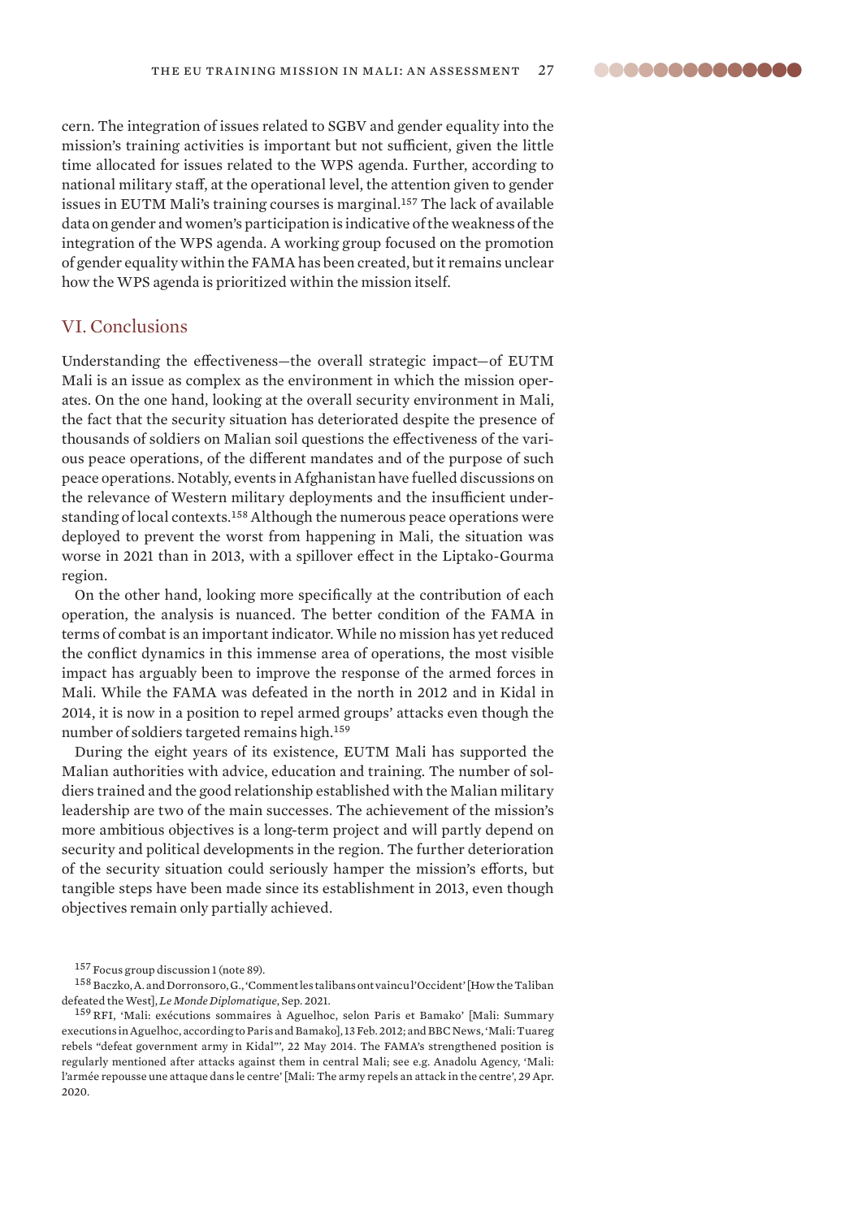cern. The integration of issues related to SGBV and gender equality into the mission's training activities is important but not sufficient, given the little time allocated for issues related to the WPS agenda. Further, according to national military staff, at the operational level, the attention given to gender issues in EUTM Mali's training courses is marginal.[157] The lack of available data on gender and women's participation is indicative of the weakness of the integration of the WPS agenda. A working group focused on the promotion of gender equality within the FAMA has been created, but it remains unclear how the WPS agenda is prioritized within the mission itself.

## VI. Conclusions

Understanding the effectiveness—the overall strategic impact—of EUTM Mali is an issue as complex as the environment in which the mission operates. On the one hand, looking at the overall security environment in Mali, the fact that the security situation has deteriorated despite the presence of thousands of soldiers on Malian soil questions the effectiveness of the various peace operations, of the different mandates and of the purpose of such peace operations. Notably, events in Afghanistan have fuelled discussions on the relevance of Western military deployments and the insufficient understanding of local contexts.[158] Although the numerous peace operations were deployed to prevent the worst from happening in Mali, the situation was worse in 2021 than in 2013, with a spillover effect in the Liptako-Gourma region.

On the other hand, looking more specifically at the contribution of each operation, the analysis is nuanced. The better condition of the FAMA in terms of combat is an important indicator. While no mission has yet reduced the conflict dynamics in this immense area of operations, the most visible impact has arguably been to improve the response of the armed forces in Mali. While the FAMA was defeated in the north in 2012 and in Kidal in 2014, it is now in a position to repel armed groups' attacks even though the number of soldiers targeted remains high.[159]

During the eight years of its existence, EUTM Mali has supported the Malian authorities with advice, education and training. The number of soldiers trained and the good relationship established with the Malian military leadership are two of the main successes. The achievement of the mission's more ambitious objectives is a long-term project and will partly depend on security and political developments in the region. The further deterioration of the security situation could seriously hamper the mission's efforts, but tangible steps have been made since its establishment in 2013, even though objectives remain only partially achieved.

---

[157] Focus group discussion 1 (note 89).

[158] Baczko, A. and Dorronsoro, G., 'Comment les talibans ont vaincu l'Occident' [How the Taliban defeated the West], *Le Monde Diplomatique*, Sep. 2021.

[159] RFI, 'Mali: exécutions sommaires à Aguelhoc, selon Paris et Bamako' [Mali: Summary executions in Aguelhoc, according to Paris and Bamako], 13 Feb. 2012; and BBC News, 'Mali: Tuareg rebels "defeat government army in Kidal"', 22 May 2014. The FAMA's strengthened position is regularly mentioned after attacks against them in central Mali; see e.g. Anadolu Agency, 'Mali: l'armée repousse une attaque dans le centre' [Mali: The army repels an attack in the centre', 29 Apr. 2020.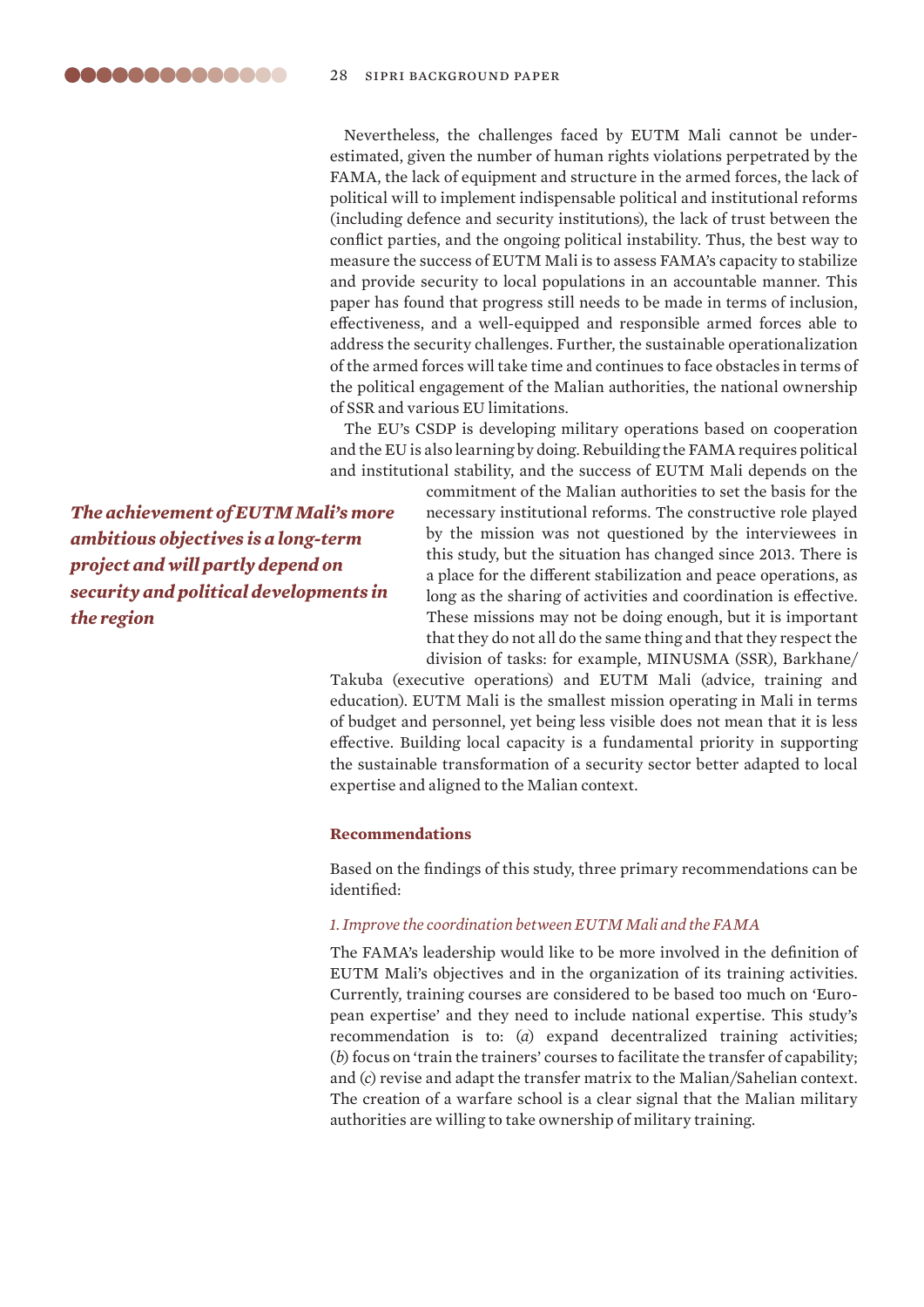Nevertheless, the challenges faced by EUTM Mali cannot be underestimated, given the number of human rights violations perpetrated by the FAMA, the lack of equipment and structure in the armed forces, the lack of political will to implement indispensable political and institutional reforms (including defence and security institutions), the lack of trust between the conflict parties, and the ongoing political instability. Thus, the best way to measure the success of EUTM Mali is to assess FAMA's capacity to stabilize and provide security to local populations in an accountable manner. This paper has found that progress still needs to be made in terms of inclusion, effectiveness, and a well-equipped and responsible armed forces able to address the security challenges. Further, the sustainable operationalization of the armed forces will take time and continues to face obstacles in terms of the political engagement of the Malian authorities, the national ownership of SSR and various EU limitations.

The EU's CSDP is developing military operations based on cooperation and the EU is also learning by doing. Rebuilding the FAMA requires political and institutional stability, and the success of EUTM Mali depends on the commitment of the Malian authorities to set the basis for the necessary institutional reforms. The constructive role played by the mission was not questioned by the interviewees in this study, but the situation has changed since 2013. There is a place for the different stabilization and peace operations, as long as the sharing of activities and coordination is effective. These missions may not be doing enough, but it is important that they do not all do the same thing and that they respect the division of tasks: for example, MINUSMA (SSR), Barkhane/Takuba (executive operations) and EUTM Mali (advice, training and education). EUTM Mali is the smallest mission operating in Mali in terms of budget and personnel, yet being less visible does not mean that it is less effective. Building local capacity is a fundamental priority in supporting the sustainable transformation of a security sector better adapted to local expertise and aligned to the Malian context.

***The achievement of EUTM Mali's more ambitious objectives is a long-term project and will partly depend on security and political developments in the region***

### Recommendations

Based on the findings of this study, three primary recommendations can be identified:

*1. Improve the coordination between EUTM Mali and the FAMA*

The FAMA's leadership would like to be more involved in the definition of EUTM Mali's objectives and in the organization of its training activities. Currently, training courses are considered to be based too much on 'European expertise' and they need to include national expertise. This study's recommendation is to: (*a*) expand decentralized training activities; (*b*) focus on 'train the trainers' courses to facilitate the transfer of capability; and (*c*) revise and adapt the transfer matrix to the Malian/Sahelian context. The creation of a warfare school is a clear signal that the Malian military authorities are willing to take ownership of military training.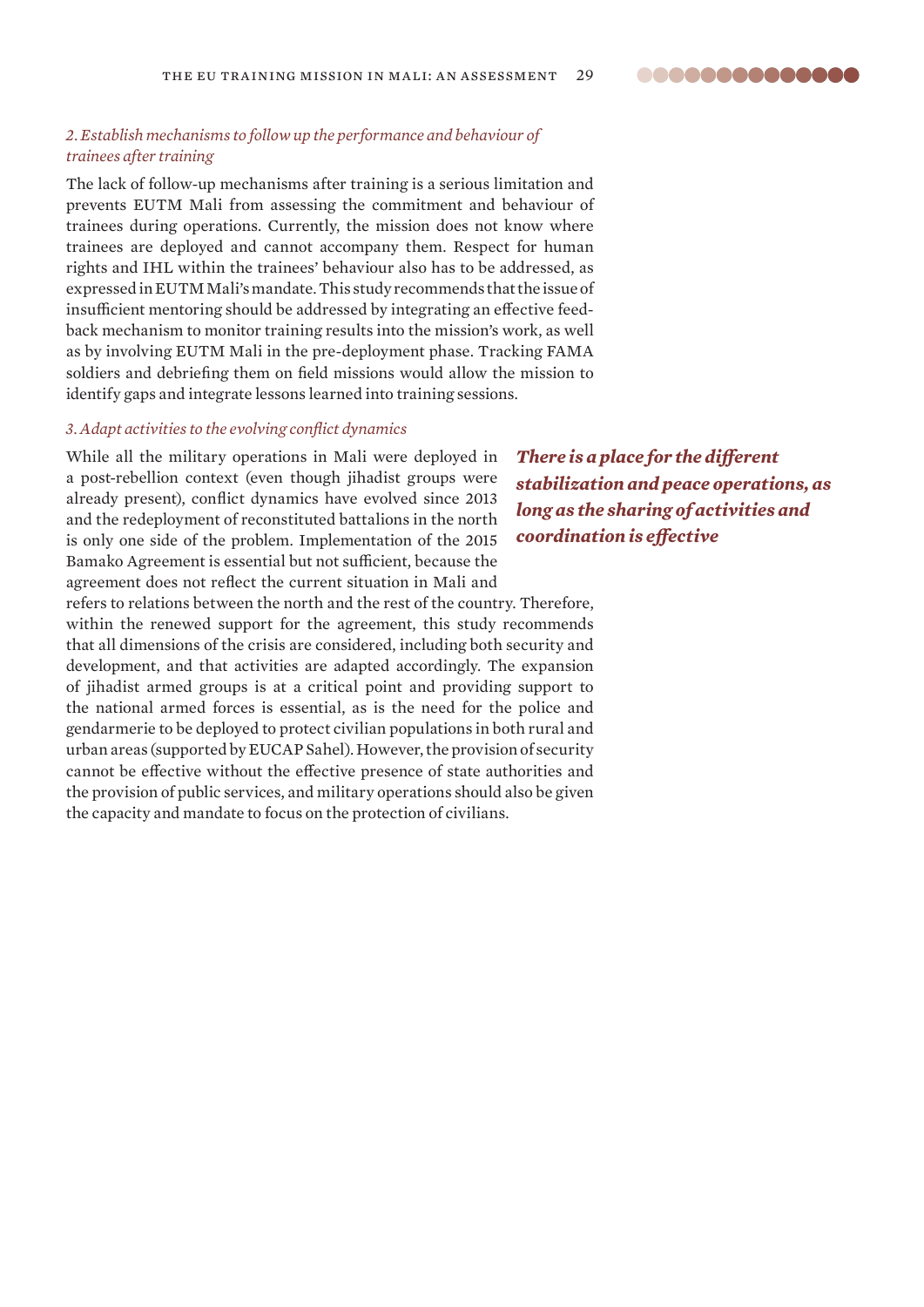*2. Establish mechanisms to follow up the performance and behaviour of trainees after training*

The lack of follow-up mechanisms after training is a serious limitation and prevents EUTM Mali from assessing the commitment and behaviour of trainees during operations. Currently, the mission does not know where trainees are deployed and cannot accompany them. Respect for human rights and IHL within the trainees' behaviour also has to be addressed, as expressed in EUTM Mali's mandate. This study recommends that the issue of insufficient mentoring should be addressed by integrating an effective feed-back mechanism to monitor training results into the mission's work, as well as by involving EUTM Mali in the pre-deployment phase. Tracking FAMA soldiers and debriefing them on field missions would allow the mission to identify gaps and integrate lessons learned into training sessions.

*3. Adapt activities to the evolving conflict dynamics*

While all the military operations in Mali were deployed in a post-rebellion context (even though jihadist groups were already present), conflict dynamics have evolved since 2013 and the redeployment of reconstituted battalions in the north is only one side of the problem. Implementation of the 2015 Bamako Agreement is essential but not sufficient, because the agreement does not reflect the current situation in Mali and refers to relations between the north and the rest of the country. Therefore, within the renewed support for the agreement, this study recommends that all dimensions of the crisis are considered, including both security and development, and that activities are adapted accordingly. The expansion of jihadist armed groups is at a critical point and providing support to the national armed forces is essential, as is the need for the police and gendarmerie to be deployed to protect civilian populations in both rural and urban areas (supported by EUCAP Sahel). However, the provision of security cannot be effective without the effective presence of state authorities and the provision of public services, and military operations should also be given the capacity and mandate to focus on the protection of civilians.

***There is a place for the different stabilization and peace operations, as long as the sharing of activities and coordination is effective***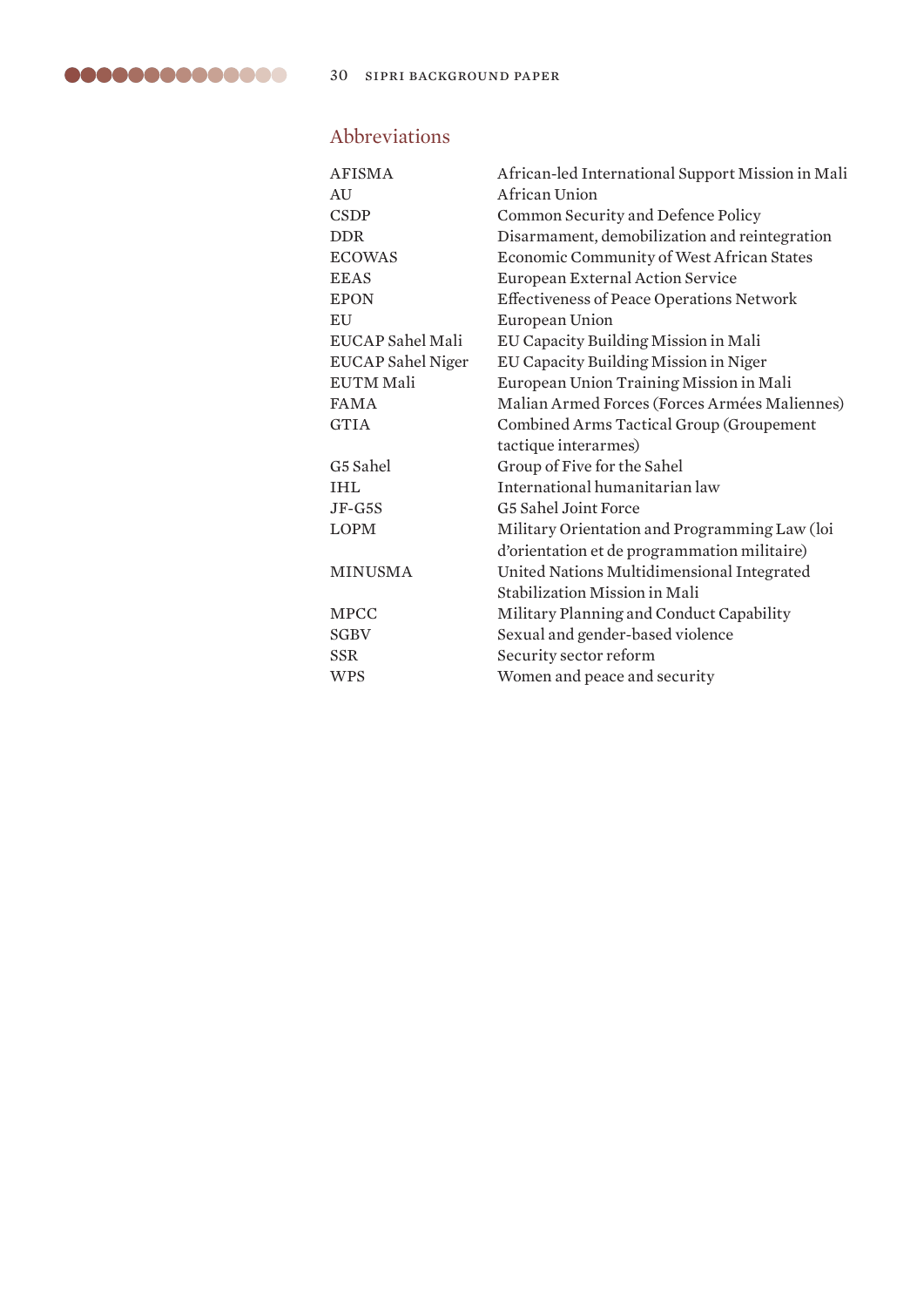## Abbreviations

| | |
|---|---|
| AFISMA | African-led International Support Mission in Mali |
| AU | African Union |
| CSDP | Common Security and Defence Policy |
| DDR | Disarmament, demobilization and reintegration |
| ECOWAS | Economic Community of West African States |
| EEAS | European External Action Service |
| EPON | Effectiveness of Peace Operations Network |
| EU | European Union |
| EUCAP Sahel Mali | EU Capacity Building Mission in Mali |
| EUCAP Sahel Niger | EU Capacity Building Mission in Niger |
| EUTM Mali | European Union Training Mission in Mali |
| FAMA | Malian Armed Forces (Forces Armées Maliennes) |
| GTIA | Combined Arms Tactical Group (Groupement tactique interarmes) |
| G5 Sahel | Group of Five for the Sahel |
| IHL | International humanitarian law |
| JF-G5S | G5 Sahel Joint Force |
| LOPM | Military Orientation and Programming Law (loi d'orientation et de programmation militaire) |
| MINUSMA | United Nations Multidimensional Integrated Stabilization Mission in Mali |
| MPCC | Military Planning and Conduct Capability |
| SGBV | Sexual and gender-based violence |
| SSR | Security sector reform |
| WPS | Women and peace and security |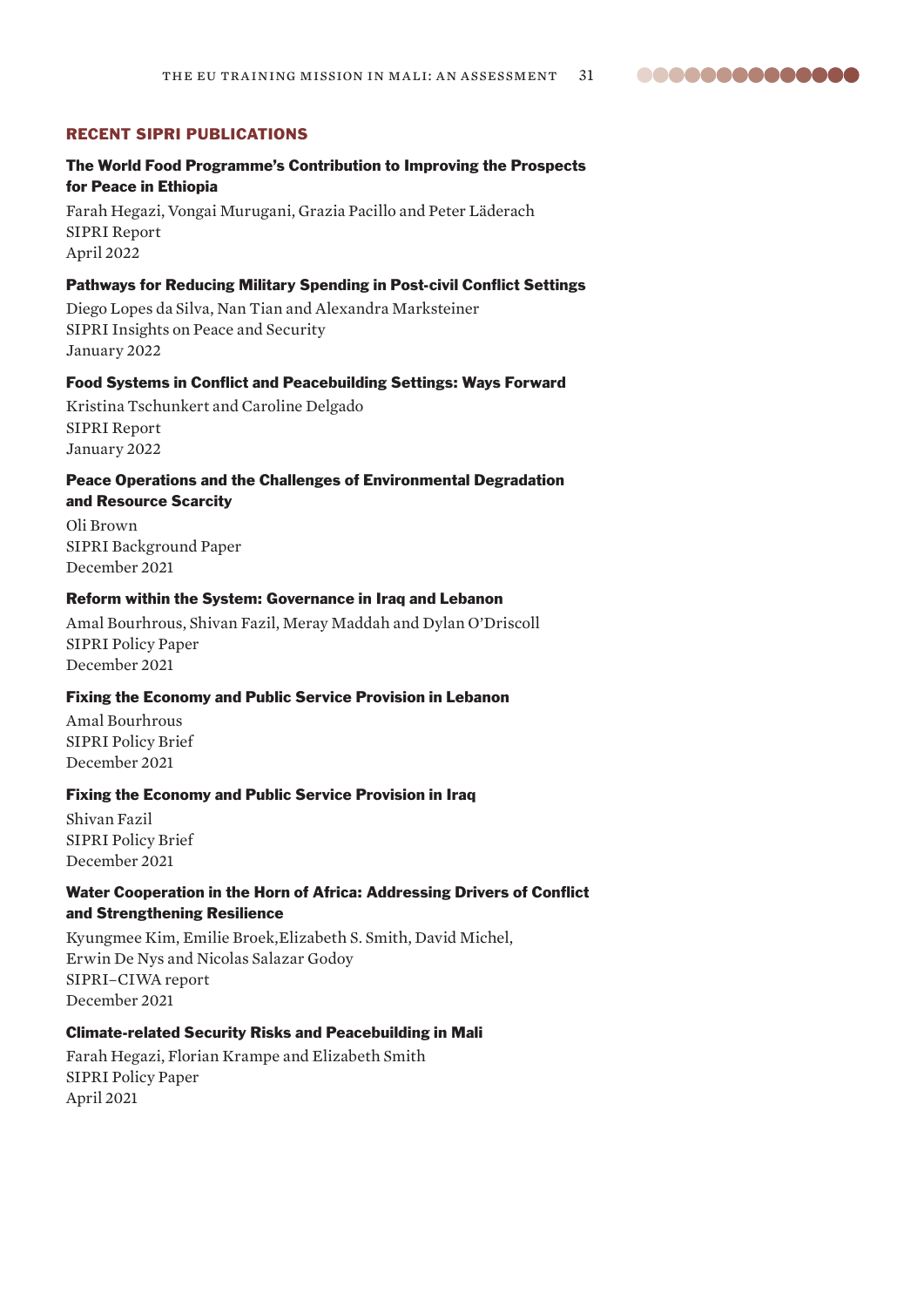## RECENT SIPRI PUBLICATIONS

**The World Food Programme's Contribution to Improving the Prospects for Peace in Ethiopia**

Farah Hegazi, Vongai Murugani, Grazia Pacillo and Peter Läderach
SIPRI Report
April 2022

**Pathways for Reducing Military Spending in Post-civil Conflict Settings**

Diego Lopes da Silva, Nan Tian and Alexandra Marksteiner
SIPRI Insights on Peace and Security
January 2022

**Food Systems in Conflict and Peacebuilding Settings: Ways Forward**

Kristina Tschunkert and Caroline Delgado
SIPRI Report
January 2022

**Peace Operations and the Challenges of Environmental Degradation and Resource Scarcity**

Oli Brown
SIPRI Background Paper
December 2021

**Reform within the System: Governance in Iraq and Lebanon**

Amal Bourhrous, Shivan Fazil, Meray Maddah and Dylan O'Driscoll
SIPRI Policy Paper
December 2021

**Fixing the Economy and Public Service Provision in Lebanon**

Amal Bourhrous
SIPRI Policy Brief
December 2021

**Fixing the Economy and Public Service Provision in Iraq**

Shivan Fazil
SIPRI Policy Brief
December 2021

**Water Cooperation in the Horn of Africa: Addressing Drivers of Conflict and Strengthening Resilience**

Kyungmee Kim, Emilie Broek,Elizabeth S. Smith, David Michel, Erwin De Nys and Nicolas Salazar Godoy
SIPRI–CIWA report
December 2021

**Climate-related Security Risks and Peacebuilding in Mali**

Farah Hegazi, Florian Krampe and Elizabeth Smith
SIPRI Policy Paper
April 2021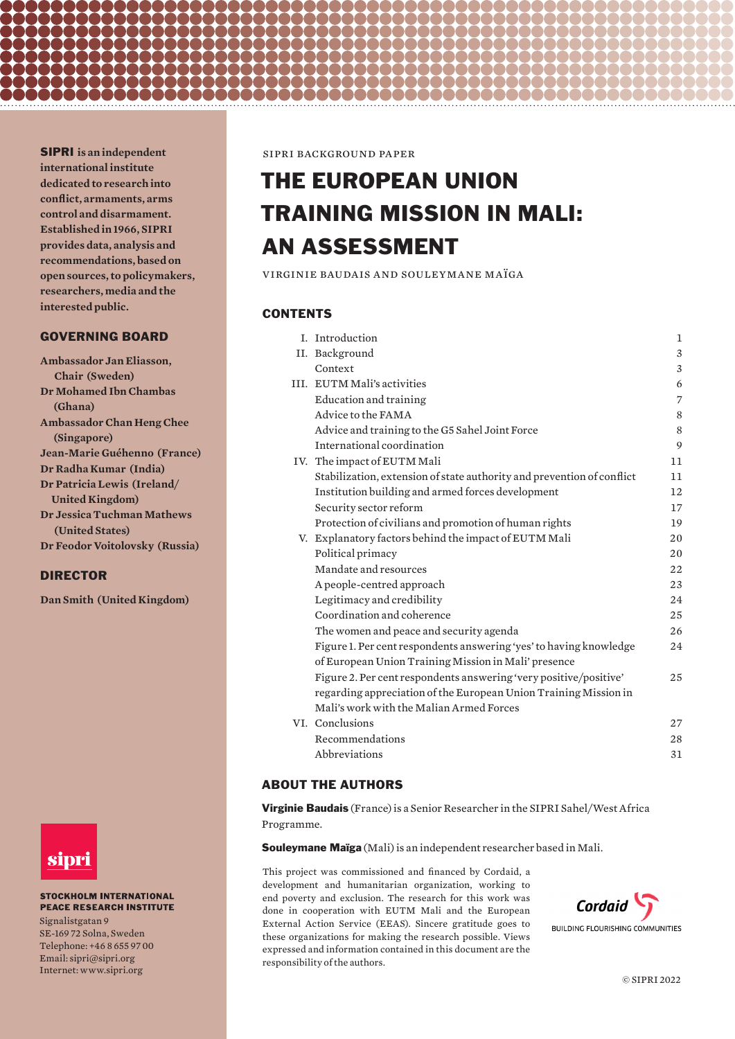**SIPRI** is an independent international institute dedicated to research into conflict, armaments, arms control and disarmament. Established in 1966, SIPRI provides data, analysis and recommendations, based on open sources, to policymakers, researchers, media and the interested public.

## GOVERNING BOARD

**Ambassador Jan Eliasson, Chair (Sweden)**
**Dr Mohamed Ibn Chambas (Ghana)**
**Ambassador Chan Heng Chee (Singapore)**
**Jean-Marie Guéhenno (France)**
**Dr Radha Kumar (India)**
**Dr Patricia Lewis (Ireland/ United Kingdom)**
**Dr Jessica Tuchman Mathews (United States)**
**Dr Feodor Voitolovsky (Russia)**

## DIRECTOR

**Dan Smith (United Kingdom)**

**STOCKHOLM INTERNATIONAL PEACE RESEARCH INSTITUTE**
Signalistgatan 9
SE-169 72 Solna, Sweden
Telephone: +46 8 655 97 00
Email: sipri@sipri.org
Internet: www.sipri.org

SIPRI BACKGROUND PAPER

# THE EUROPEAN UNION TRAINING MISSION IN MALI: AN ASSESSMENT

VIRGINIE BAUDAIS AND SOULEYMANE MAÏGA

## CONTENTS

| | | |
|---|---|---|
| I. | Introduction | 1 |
| II. | Background | 3 |
| | Context | 3 |
| III. | EUTM Mali's activities | 6 |
| | Education and training | 7 |
| | Advice to the FAMA | 8 |
| | Advice and training to the G5 Sahel Joint Force | 8 |
| | International coordination | 9 |
| IV. | The impact of EUTM Mali | 11 |
| | Stabilization, extension of state authority and prevention of conflict | 11 |
| | Institution building and armed forces development | 12 |
| | Security sector reform | 17 |
| | Protection of civilians and promotion of human rights | 19 |
| V. | Explanatory factors behind the impact of EUTM Mali | 20 |
| | Political primacy | 20 |
| | Mandate and resources | 22 |
| | A people-centred approach | 23 |
| | Legitimacy and credibility | 24 |
| | Coordination and coherence | 25 |
| | The women and peace and security agenda | 26 |
| | Figure 1. Per cent respondents answering 'yes' to having knowledge of European Union Training Mission in Mali' presence | 24 |
| | Figure 2. Per cent respondents answering 'very positive/positive' regarding appreciation of the European Union Training Mission in Mali's work with the Malian Armed Forces | 25 |
| VI. | Conclusions | 27 |
| | Recommendations | 28 |
| | Abbreviations | 31 |

## ABOUT THE AUTHORS

**Virginie Baudais** (France) is a Senior Researcher in the SIPRI Sahel/West Africa Programme.

**Souleymane Maïga** (Mali) is an independent researcher based in Mali.

This project was commissioned and financed by Cordaid, a development and humanitarian organization, working to end poverty and exclusion. The research for this work was done in cooperation with EUTM Mali and the European External Action Service (EEAS). Sincere gratitude goes to these organizations for making the research possible. Views expressed and information contained in this document are the responsibility of the authors.

Cordaid
BUILDING FLOURISHING COMMUNITIES

© SIPRI 2022